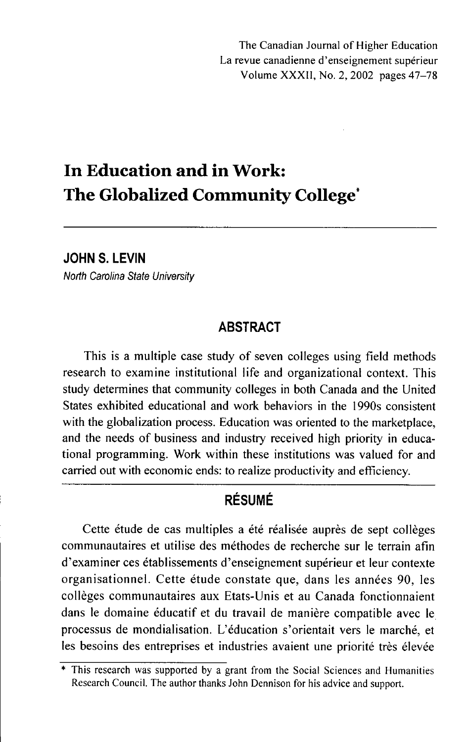The Canadian Journal of Higher Education
La revue canadienne d'enseignement supérieur
Volume XXXII, No. 2, 2002 pages 47–78

# In Education and in Work: The Globalized Community College*

**JOHN S. LEVIN**

*North Carolina State University*

## ABSTRACT

This is a multiple case study of seven colleges using field methods research to examine institutional life and organizational context. This study determines that community colleges in both Canada and the United States exhibited educational and work behaviors in the 1990s consistent with the globalization process. Education was oriented to the marketplace, and the needs of business and industry received high priority in educational programming. Work within these institutions was valued for and carried out with economic ends: to realize productivity and efficiency.

## RÉSUMÉ

Cette étude de cas multiples a été réalisée auprès de sept collèges communautaires et utilise des méthodes de recherche sur le terrain afin d'examiner ces établissements d'enseignement supérieur et leur contexte organisationnel. Cette étude constate que, dans les années 90, les collèges communautaires aux Etats-Unis et au Canada fonctionnaient dans le domaine éducatif et du travail de manière compatible avec le processus de mondialisation. L'éducation s'orientait vers le marché, et les besoins des entreprises et industries avaient une priorité très élevée

\* This research was supported by a grant from the Social Sciences and Humanities Research Council. The author thanks John Dennison for his advice and support.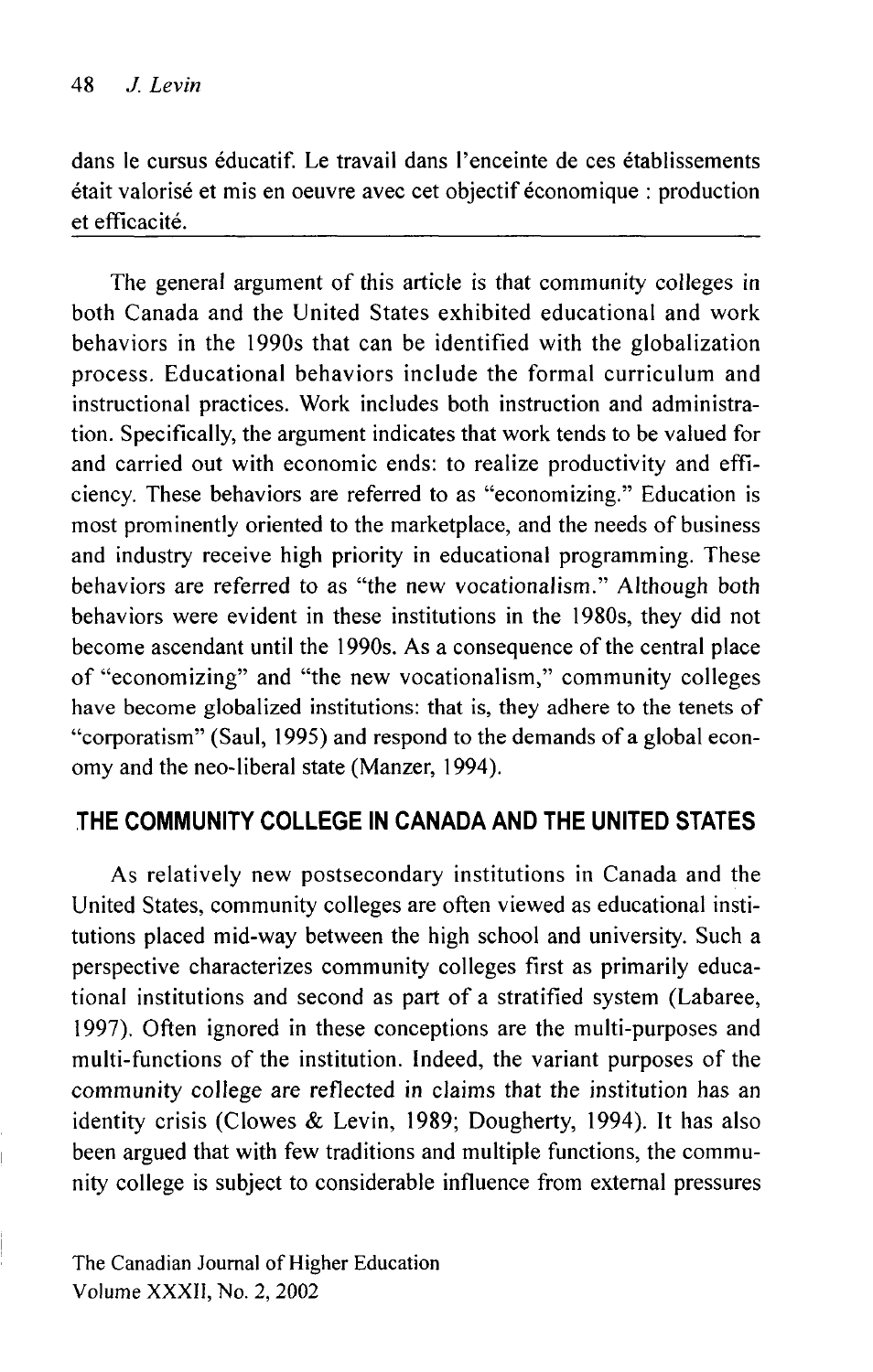dans le cursus éducatif. Le travail dans l'enceinte de ces établissements était valorisé et mis en oeuvre avec cet objectif économique : production et efficacité.

---

The general argument of this article is that community colleges in both Canada and the United States exhibited educational and work behaviors in the 1990s that can be identified with the globalization process. Educational behaviors include the formal curriculum and instructional practices. Work includes both instruction and administration. Specifically, the argument indicates that work tends to be valued for and carried out with economic ends: to realize productivity and efficiency. These behaviors are referred to as "economizing." Education is most prominently oriented to the marketplace, and the needs of business and industry receive high priority in educational programming. These behaviors are referred to as "the new vocationalism." Although both behaviors were evident in these institutions in the 1980s, they did not become ascendant until the 1990s. As a consequence of the central place of "economizing" and "the new vocationalism," community colleges have become globalized institutions: that is, they adhere to the tenets of "corporatism" (Saul, 1995) and respond to the demands of a global economy and the neo-liberal state (Manzer, 1994).

## THE COMMUNITY COLLEGE IN CANADA AND THE UNITED STATES

As relatively new postsecondary institutions in Canada and the United States, community colleges are often viewed as educational institutions placed mid-way between the high school and university. Such a perspective characterizes community colleges first as primarily educational institutions and second as part of a stratified system (Labaree, 1997). Often ignored in these conceptions are the multi-purposes and multi-functions of the institution. Indeed, the variant purposes of the community college are reflected in claims that the institution has an identity crisis (Clowes & Levin, 1989; Dougherty, 1994). It has also been argued that with few traditions and multiple functions, the community college is subject to considerable influence from external pressures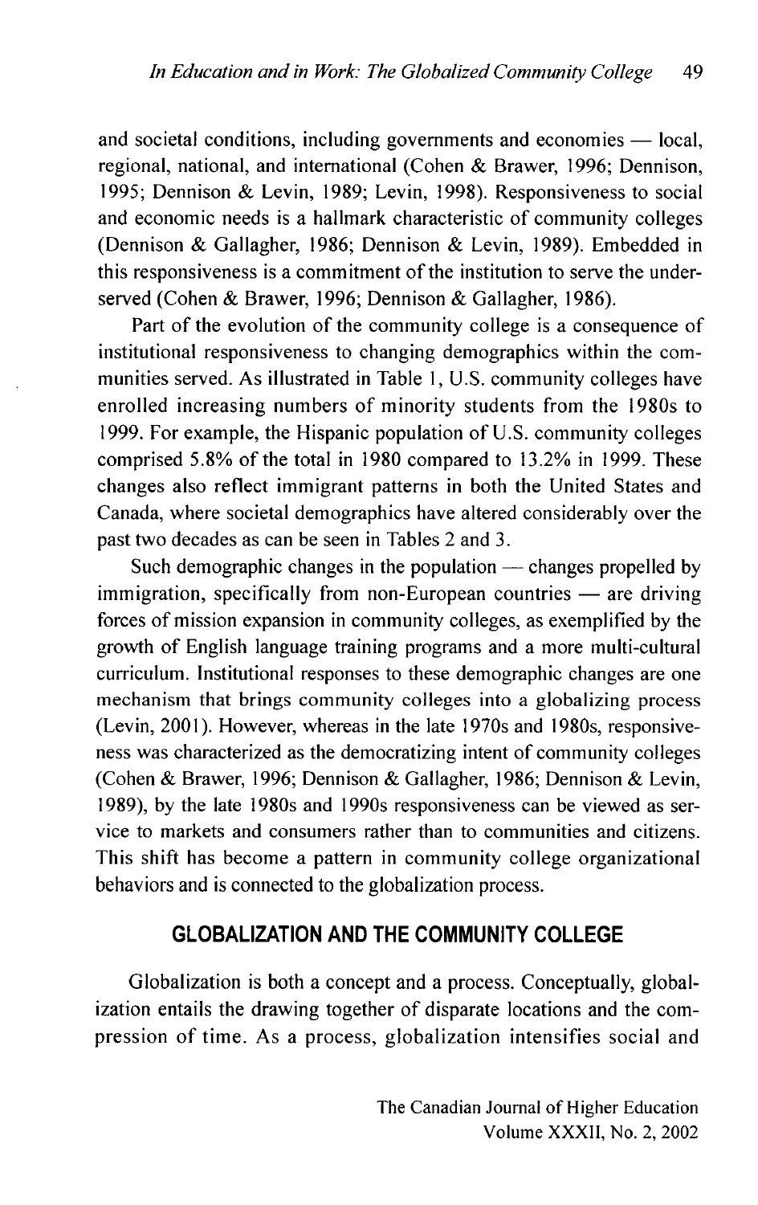and societal conditions, including governments and economies — local, regional, national, and international (Cohen & Brawer, 1996; Dennison, 1995; Dennison & Levin, 1989; Levin, 1998). Responsiveness to social and economic needs is a hallmark characteristic of community colleges (Dennison & Gallagher, 1986; Dennison & Levin, 1989). Embedded in this responsiveness is a commitment of the institution to serve the underserved (Cohen & Brawer, 1996; Dennison & Gallagher, 1986).

Part of the evolution of the community college is a consequence of institutional responsiveness to changing demographics within the communities served. As illustrated in Table 1, U.S. community colleges have enrolled increasing numbers of minority students from the 1980s to 1999. For example, the Hispanic population of U.S. community colleges comprised 5.8% of the total in 1980 compared to 13.2% in 1999. These changes also reflect immigrant patterns in both the United States and Canada, where societal demographics have altered considerably over the past two decades as can be seen in Tables 2 and 3.

Such demographic changes in the population — changes propelled by immigration, specifically from non-European countries — are driving forces of mission expansion in community colleges, as exemplified by the growth of English language training programs and a more multi-cultural curriculum. Institutional responses to these demographic changes are one mechanism that brings community colleges into a globalizing process (Levin, 2001). However, whereas in the late 1970s and 1980s, responsiveness was characterized as the democratizing intent of community colleges (Cohen & Brawer, 1996; Dennison & Gallagher, 1986; Dennison & Levin, 1989), by the late 1980s and 1990s responsiveness can be viewed as service to markets and consumers rather than to communities and citizens. This shift has become a pattern in community college organizational behaviors and is connected to the globalization process.

## GLOBALIZATION AND THE COMMUNITY COLLEGE

Globalization is both a concept and a process. Conceptually, globalization entails the drawing together of disparate locations and the compression of time. As a process, globalization intensifies social and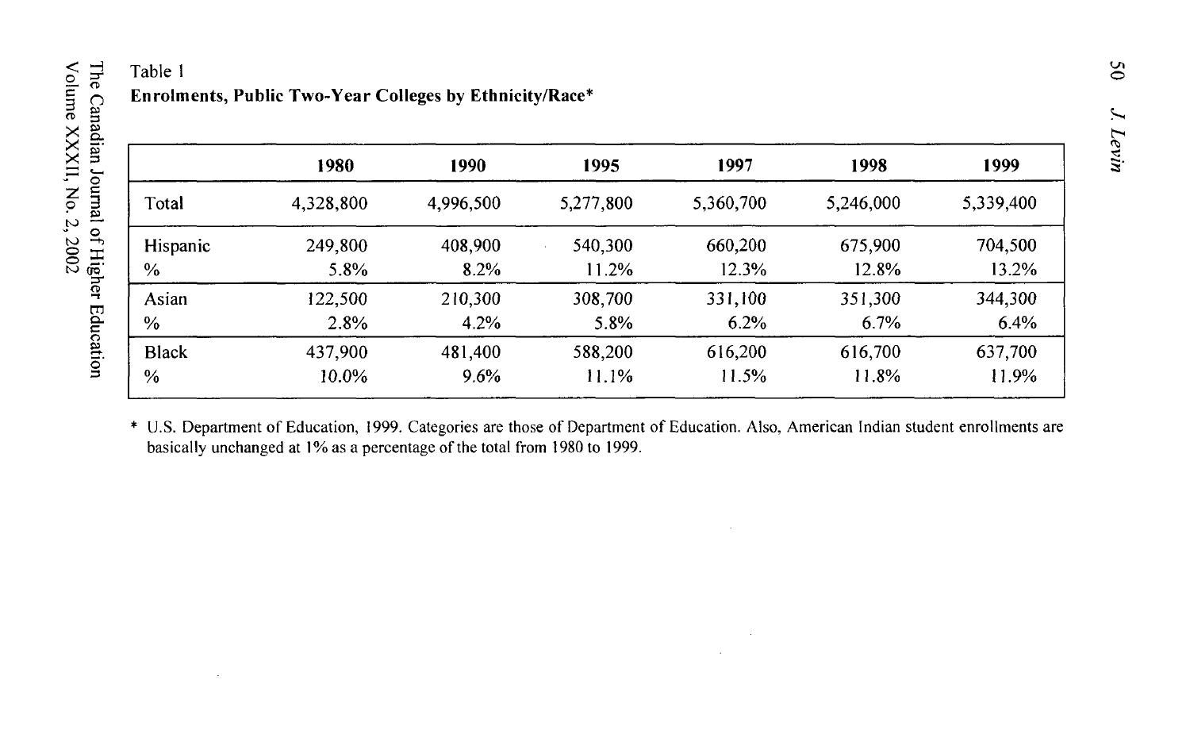Table 1

**Enrolments, Public Two-Year Colleges by Ethnicity/Race***

| | 1980 | 1990 | 1995 | 1997 | 1998 | 1999 |
|---|---|---|---|---|---|---|
| Total | 4,328,800 | 4,996,500 | 5,277,800 | 5,360,700 | 5,246,000 | 5,339,400 |
| Hispanic | 249,800 | 408,900 | 540,300 | 660,200 | 675,900 | 704,500 |
| % | 5.8% | 8.2% | 11.2% | 12.3% | 12.8% | 13.2% |
| Asian | 122,500 | 210,300 | 308,700 | 331,100 | 351,300 | 344,300 |
| % | 2.8% | 4.2% | 5.8% | 6.2% | 6.7% | 6.4% |
| Black | 437,900 | 481,400 | 588,200 | 616,200 | 616,700 | 637,700 |
| % | 10.0% | 9.6% | 11.1% | 11.5% | 11.8% | 11.9% |

\* U.S. Department of Education, 1999. Categories are those of Department of Education. Also, American Indian student enrollments are basically unchanged at 1% as a percentage of the total from 1980 to 1999.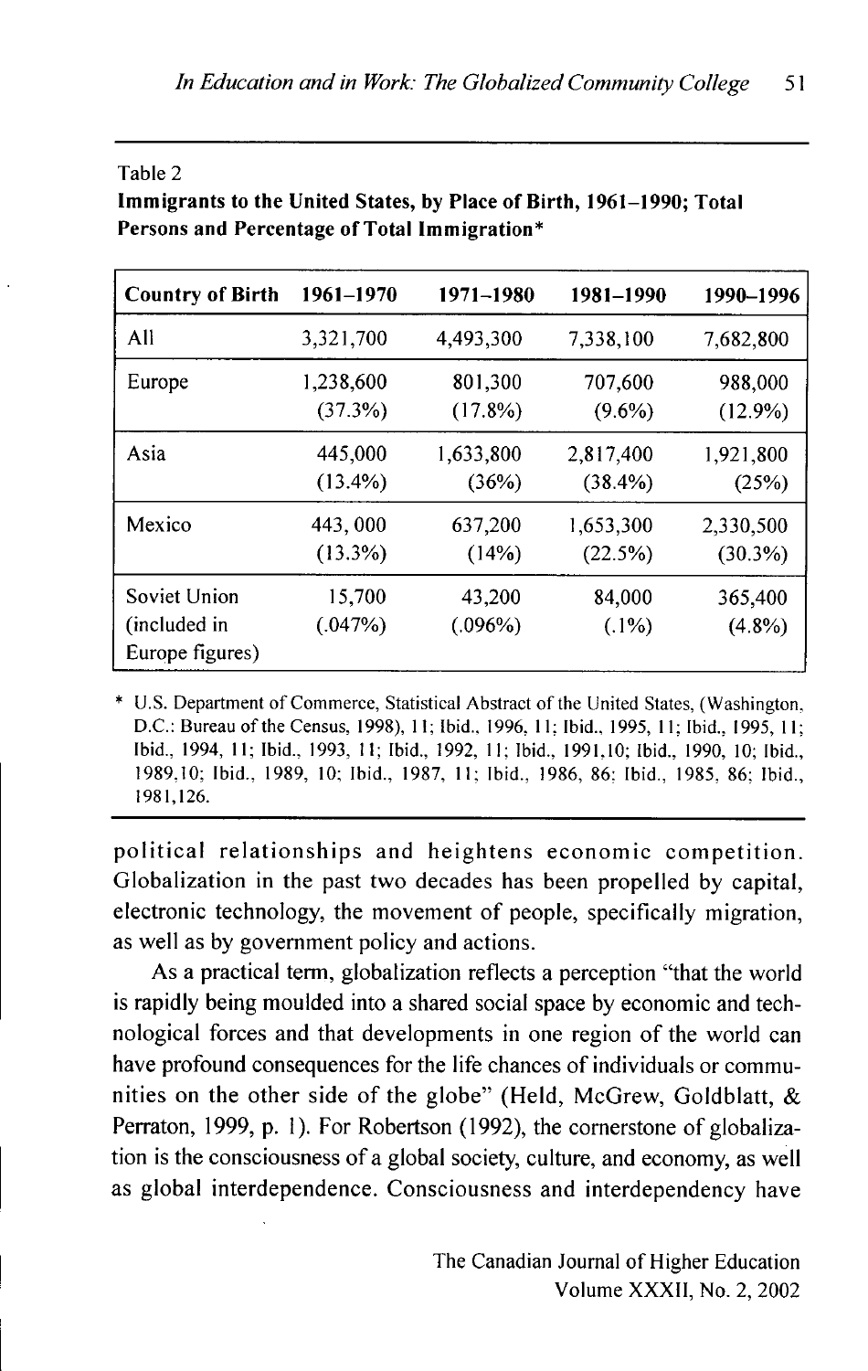Table 2

**Immigrants to the United States, by Place of Birth, 1961–1990; Total Persons and Percentage of Total Immigration***

| Country of Birth | 1961–1970 | 1971–1980 | 1981–1990 | 1990–1996 |
|---|---|---|---|---|
| All | 3,321,700 | 4,493,300 | 7,338,100 | 7,682,800 |
| Europe | 1,238,600 (37.3%) | 801,300 (17.8%) | 707,600 (9.6%) | 988,000 (12.9%) |
| Asia | 445,000 (13.4%) | 1,633,800 (36%) | 2,817,400 (38.4%) | 1,921,800 (25%) |
| Mexico | 443, 000 (13.3%) | 637,200 (14%) | 1,653,300 (22.5%) | 2,330,500 (30.3%) |
| Soviet Union (included in Europe figures) | 15,700 (.047%) | 43,200 (.096%) | 84,000 (.1%) | 365,400 (4.8%) |

* U.S. Department of Commerce, Statistical Abstract of the United States, (Washington, D.C.: Bureau of the Census, 1998), 11; Ibid., 1996, 11; Ibid., 1995, 11; Ibid., 1995, 11; Ibid., 1994, 11; Ibid., 1993, 11; Ibid., 1992, 11; Ibid., 1991,10; Ibid., 1990, 10; Ibid., 1989,10; Ibid., 1989, 10; Ibid., 1987, 11; Ibid., 1986, 86; Ibid., 1985, 86; Ibid., 1981,126.

political relationships and heightens economic competition. Globalization in the past two decades has been propelled by capital, electronic technology, the movement of people, specifically migration, as well as by government policy and actions.

As a practical term, globalization reflects a perception "that the world is rapidly being moulded into a shared social space by economic and technological forces and that developments in one region of the world can have profound consequences for the life chances of individuals or communities on the other side of the globe" (Held, McGrew, Goldblatt, & Perraton, 1999, p. 1). For Robertson (1992), the cornerstone of globalization is the consciousness of a global society, culture, and economy, as well as global interdependence. Consciousness and interdependency have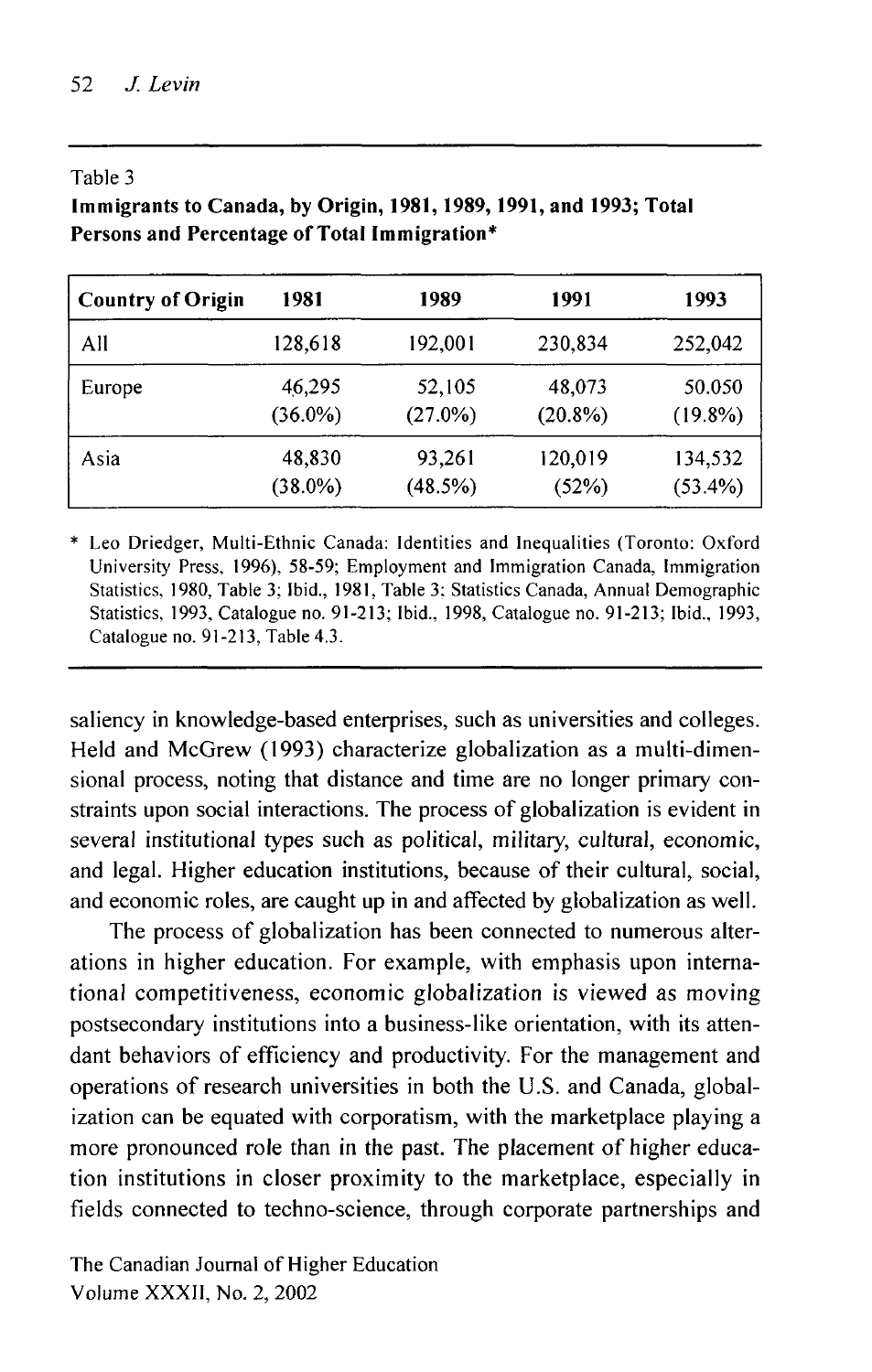Table 3

**Immigrants to Canada, by Origin, 1981, 1989, 1991, and 1993; Total Persons and Percentage of Total Immigration***

| Country of Origin | 1981 | 1989 | 1991 | 1993 |
|---|---|---|---|---|
| All | 128,618 | 192,001 | 230,834 | 252,042 |
| Europe | 46,295 (36.0%) | 52,105 (27.0%) | 48,073 (20.8%) | 50.050 (19.8%) |
| Asia | 48,830 (38.0%) | 93,261 (48.5%) | 120,019 (52%) | 134,532 (53.4%) |

\* Leo Driedger, Multi-Ethnic Canada: Identities and Inequalities (Toronto: Oxford University Press, 1996), 58-59; Employment and Immigration Canada, Immigration Statistics, 1980, Table 3; Ibid., 1981, Table 3; Statistics Canada, Annual Demographic Statistics, 1993, Catalogue no. 91-213; Ibid., 1998, Catalogue no. 91-213; Ibid., 1993, Catalogue no. 91-213, Table 4.3.

saliency in knowledge-based enterprises, such as universities and colleges. Held and McGrew (1993) characterize globalization as a multi-dimensional process, noting that distance and time are no longer primary constraints upon social interactions. The process of globalization is evident in several institutional types such as political, military, cultural, economic, and legal. Higher education institutions, because of their cultural, social, and economic roles, are caught up in and affected by globalization as well.

The process of globalization has been connected to numerous alterations in higher education. For example, with emphasis upon international competitiveness, economic globalization is viewed as moving postsecondary institutions into a business-like orientation, with its attendant behaviors of efficiency and productivity. For the management and operations of research universities in both the U.S. and Canada, globalization can be equated with corporatism, with the marketplace playing a more pronounced role than in the past. The placement of higher education institutions in closer proximity to the marketplace, especially in fields connected to techno-science, through corporate partnerships and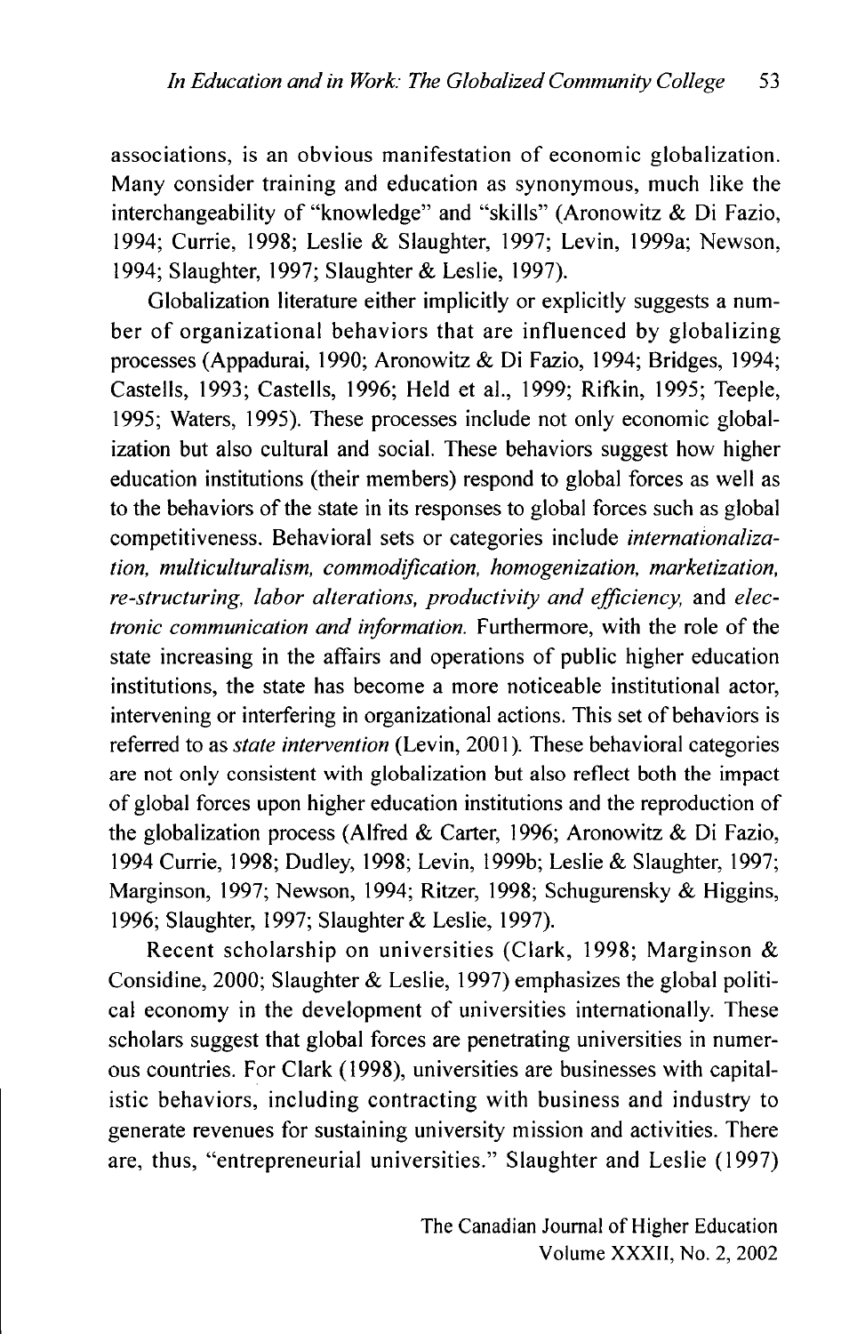associations, is an obvious manifestation of economic globalization. Many consider training and education as synonymous, much like the interchangeability of "knowledge" and "skills" (Aronowitz & Di Fazio, 1994; Currie, 1998; Leslie & Slaughter, 1997; Levin, 1999a; Newson, 1994; Slaughter, 1997; Slaughter & Leslie, 1997).

Globalization literature either implicitly or explicitly suggests a number of organizational behaviors that are influenced by globalizing processes (Appadurai, 1990; Aronowitz & Di Fazio, 1994; Bridges, 1994; Castells, 1993; Castells, 1996; Held et al., 1999; Rifkin, 1995; Teeple, 1995; Waters, 1995). These processes include not only economic globalization but also cultural and social. These behaviors suggest how higher education institutions (their members) respond to global forces as well as to the behaviors of the state in its responses to global forces such as global competitiveness. Behavioral sets or categories include *internationalization, multiculturalism, commodification, homogenization, marketization, re-structuring, labor alterations, productivity and efficiency,* and *electronic communication and information.* Furthermore, with the role of the state increasing in the affairs and operations of public higher education institutions, the state has become a more noticeable institutional actor, intervening or interfering in organizational actions. This set of behaviors is referred to as *state intervention* (Levin, 2001). These behavioral categories are not only consistent with globalization but also reflect both the impact of global forces upon higher education institutions and the reproduction of the globalization process (Alfred & Carter, 1996; Aronowitz & Di Fazio, 1994 Currie, 1998; Dudley, 1998; Levin, 1999b; Leslie & Slaughter, 1997; Marginson, 1997; Newson, 1994; Ritzer, 1998; Schugurensky & Higgins, 1996; Slaughter, 1997; Slaughter & Leslie, 1997).

Recent scholarship on universities (Clark, 1998; Marginson & Considine, 2000; Slaughter & Leslie, 1997) emphasizes the global political economy in the development of universities internationally. These scholars suggest that global forces are penetrating universities in numerous countries. For Clark (1998), universities are businesses with capitalistic behaviors, including contracting with business and industry to generate revenues for sustaining university mission and activities. There are, thus, "entrepreneurial universities." Slaughter and Leslie (1997)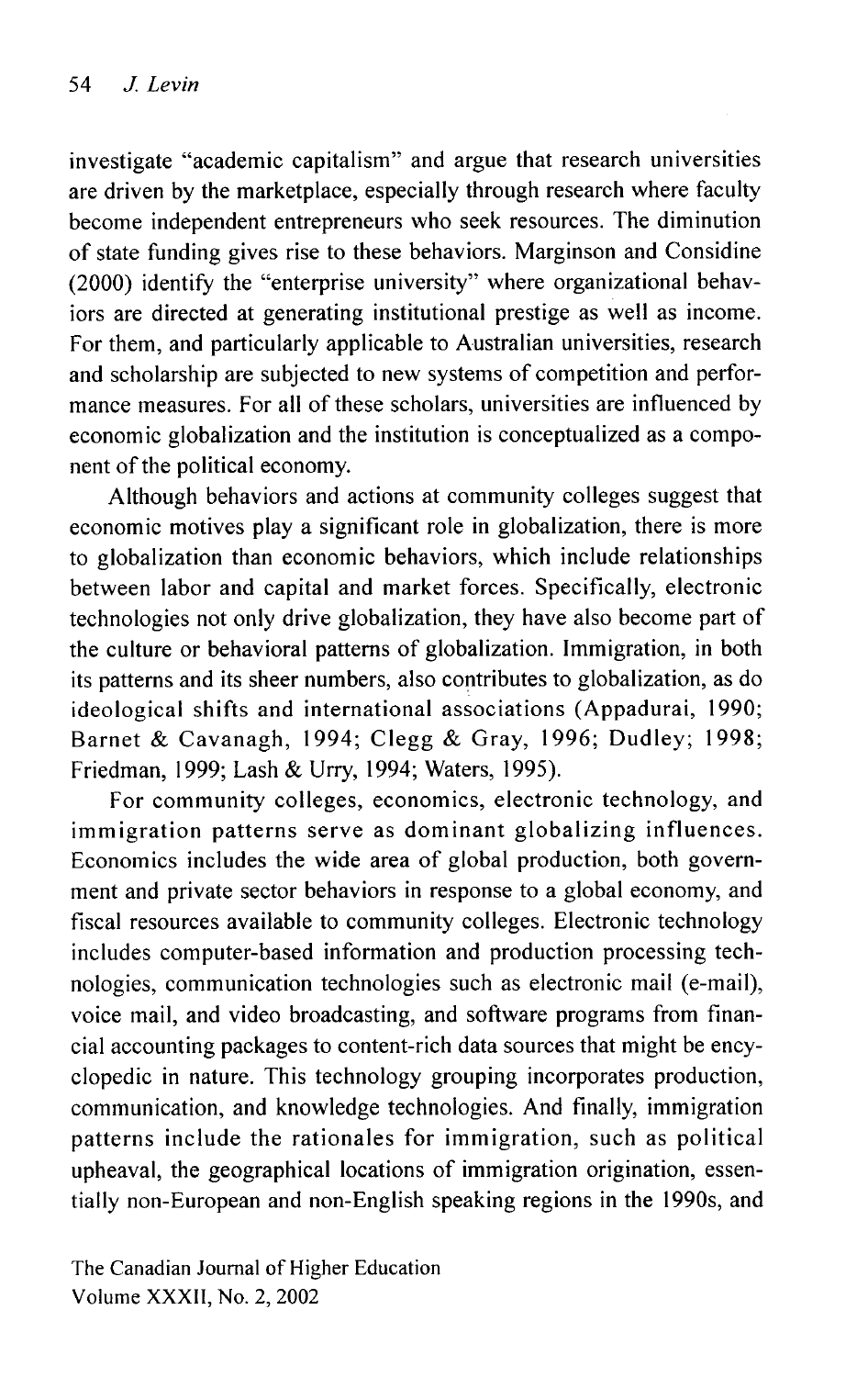investigate "academic capitalism" and argue that research universities are driven by the marketplace, especially through research where faculty become independent entrepreneurs who seek resources. The diminution of state funding gives rise to these behaviors. Marginson and Considine (2000) identify the "enterprise university" where organizational behaviors are directed at generating institutional prestige as well as income. For them, and particularly applicable to Australian universities, research and scholarship are subjected to new systems of competition and performance measures. For all of these scholars, universities are influenced by economic globalization and the institution is conceptualized as a component of the political economy.

Although behaviors and actions at community colleges suggest that economic motives play a significant role in globalization, there is more to globalization than economic behaviors, which include relationships between labor and capital and market forces. Specifically, electronic technologies not only drive globalization, they have also become part of the culture or behavioral patterns of globalization. Immigration, in both its patterns and its sheer numbers, also contributes to globalization, as do ideological shifts and international associations (Appadurai, 1990; Barnet & Cavanagh, 1994; Clegg & Gray, 1996; Dudley; 1998; Friedman, 1999; Lash & Urry, 1994; Waters, 1995).

For community colleges, economics, electronic technology, and immigration patterns serve as dominant globalizing influences. Economics includes the wide area of global production, both government and private sector behaviors in response to a global economy, and fiscal resources available to community colleges. Electronic technology includes computer-based information and production processing technologies, communication technologies such as electronic mail (e-mail), voice mail, and video broadcasting, and software programs from financial accounting packages to content-rich data sources that might be encyclopedic in nature. This technology grouping incorporates production, communication, and knowledge technologies. And finally, immigration patterns include the rationales for immigration, such as political upheaval, the geographical locations of immigration origination, essentially non-European and non-English speaking regions in the 1990s, and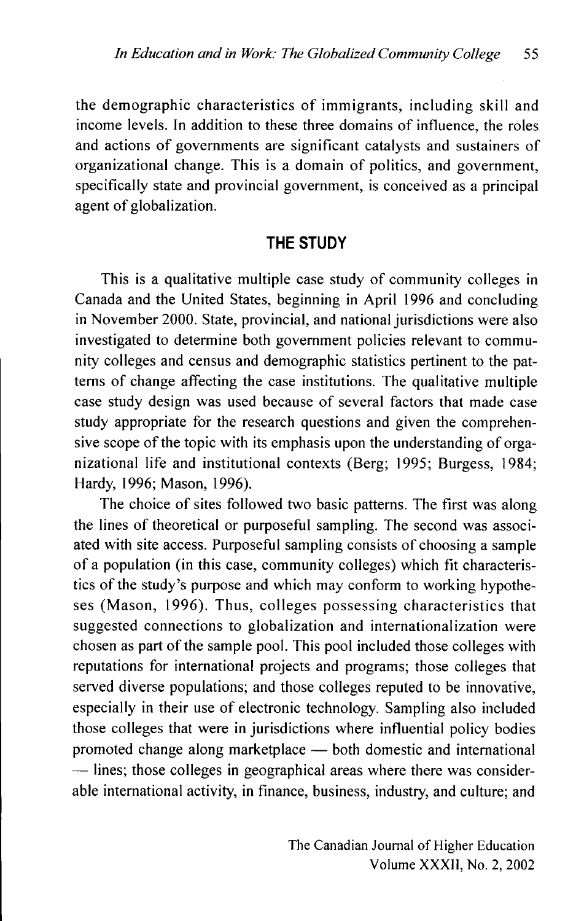the demographic characteristics of immigrants, including skill and income levels. In addition to these three domains of influence, the roles and actions of governments are significant catalysts and sustainers of organizational change. This is a domain of politics, and government, specifically state and provincial government, is conceived as a principal agent of globalization.

## THE STUDY

This is a qualitative multiple case study of community colleges in Canada and the United States, beginning in April 1996 and concluding in November 2000. State, provincial, and national jurisdictions were also investigated to determine both government policies relevant to community colleges and census and demographic statistics pertinent to the patterns of change affecting the case institutions. The qualitative multiple case study design was used because of several factors that made case study appropriate for the research questions and given the comprehensive scope of the topic with its emphasis upon the understanding of organizational life and institutional contexts (Berg; 1995; Burgess, 1984; Hardy, 1996; Mason, 1996).

The choice of sites followed two basic patterns. The first was along the lines of theoretical or purposeful sampling. The second was associated with site access. Purposeful sampling consists of choosing a sample of a population (in this case, community colleges) which fit characteristics of the study's purpose and which may conform to working hypotheses (Mason, 1996). Thus, colleges possessing characteristics that suggested connections to globalization and internationalization were chosen as part of the sample pool. This pool included those colleges with reputations for international projects and programs; those colleges that served diverse populations; and those colleges reputed to be innovative, especially in their use of electronic technology. Sampling also included those colleges that were in jurisdictions where influential policy bodies promoted change along marketplace — both domestic and international — lines; those colleges in geographical areas where there was considerable international activity, in finance, business, industry, and culture; and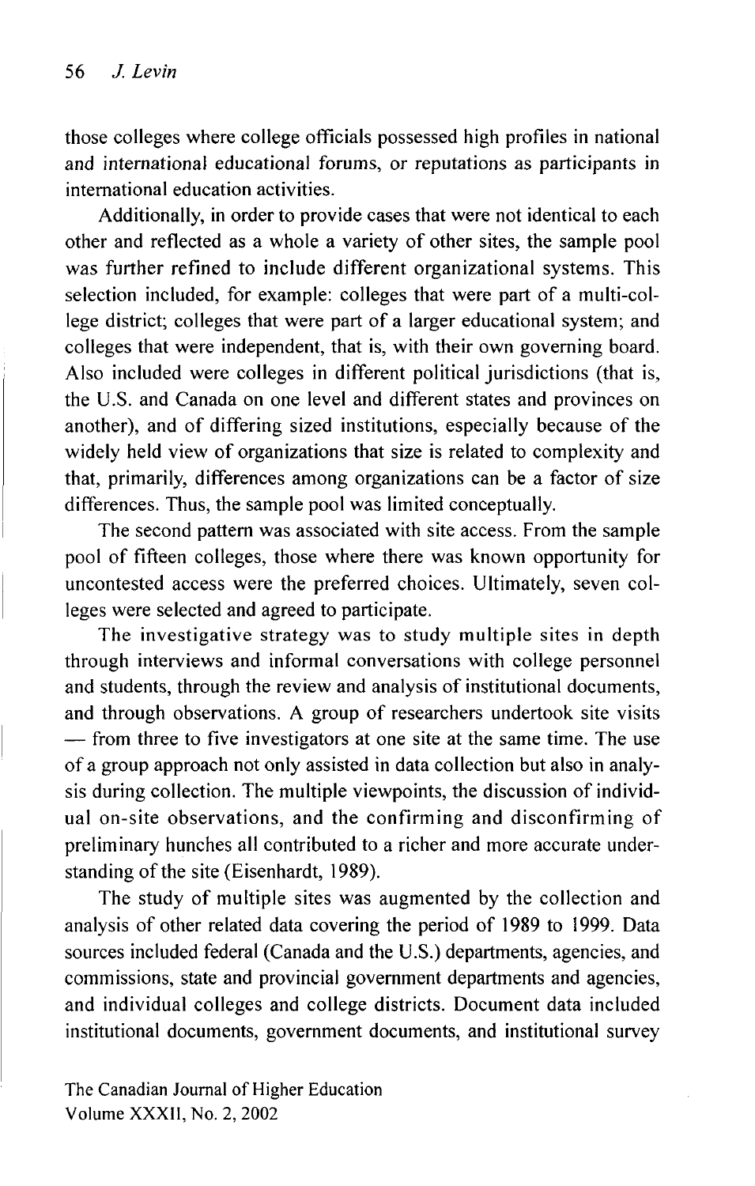those colleges where college officials possessed high profiles in national and international educational forums, or reputations as participants in international education activities.

Additionally, in order to provide cases that were not identical to each other and reflected as a whole a variety of other sites, the sample pool was further refined to include different organizational systems. This selection included, for example: colleges that were part of a multi-college district; colleges that were part of a larger educational system; and colleges that were independent, that is, with their own governing board. Also included were colleges in different political jurisdictions (that is, the U.S. and Canada on one level and different states and provinces on another), and of differing sized institutions, especially because of the widely held view of organizations that size is related to complexity and that, primarily, differences among organizations can be a factor of size differences. Thus, the sample pool was limited conceptually.

The second pattern was associated with site access. From the sample pool of fifteen colleges, those where there was known opportunity for uncontested access were the preferred choices. Ultimately, seven colleges were selected and agreed to participate.

The investigative strategy was to study multiple sites in depth through interviews and informal conversations with college personnel and students, through the review and analysis of institutional documents, and through observations. A group of researchers undertook site visits — from three to five investigators at one site at the same time. The use of a group approach not only assisted in data collection but also in analysis during collection. The multiple viewpoints, the discussion of individual on-site observations, and the confirming and disconfirming of preliminary hunches all contributed to a richer and more accurate understanding of the site (Eisenhardt, 1989).

The study of multiple sites was augmented by the collection and analysis of other related data covering the period of 1989 to 1999. Data sources included federal (Canada and the U.S.) departments, agencies, and commissions, state and provincial government departments and agencies, and individual colleges and college districts. Document data included institutional documents, government documents, and institutional survey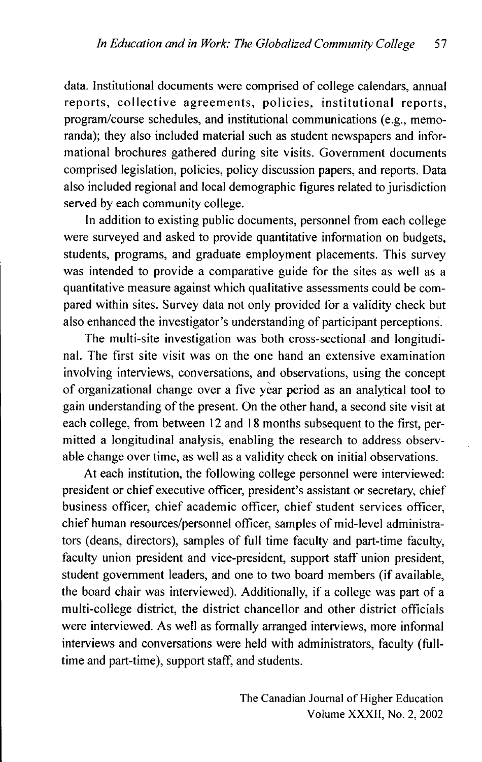data. Institutional documents were comprised of college calendars, annual reports, collective agreements, policies, institutional reports, program/course schedules, and institutional communications (e.g., memoranda); they also included material such as student newspapers and informational brochures gathered during site visits. Government documents comprised legislation, policies, policy discussion papers, and reports. Data also included regional and local demographic figures related to jurisdiction served by each community college.

In addition to existing public documents, personnel from each college were surveyed and asked to provide quantitative information on budgets, students, programs, and graduate employment placements. This survey was intended to provide a comparative guide for the sites as well as a quantitative measure against which qualitative assessments could be compared within sites. Survey data not only provided for a validity check but also enhanced the investigator's understanding of participant perceptions.

The multi-site investigation was both cross-sectional and longitudinal. The first site visit was on the one hand an extensive examination involving interviews, conversations, and observations, using the concept of organizational change over a five year period as an analytical tool to gain understanding of the present. On the other hand, a second site visit at each college, from between 12 and 18 months subsequent to the first, permitted a longitudinal analysis, enabling the research to address observable change over time, as well as a validity check on initial observations.

At each institution, the following college personnel were interviewed: president or chief executive officer, president's assistant or secretary, chief business officer, chief academic officer, chief student services officer, chief human resources/personnel officer, samples of mid-level administrators (deans, directors), samples of full time faculty and part-time faculty, faculty union president and vice-president, support staff union president, student government leaders, and one to two board members (if available, the board chair was interviewed). Additionally, if a college was part of a multi-college district, the district chancellor and other district officials were interviewed. As well as formally arranged interviews, more informal interviews and conversations were held with administrators, faculty (full-time and part-time), support staff, and students.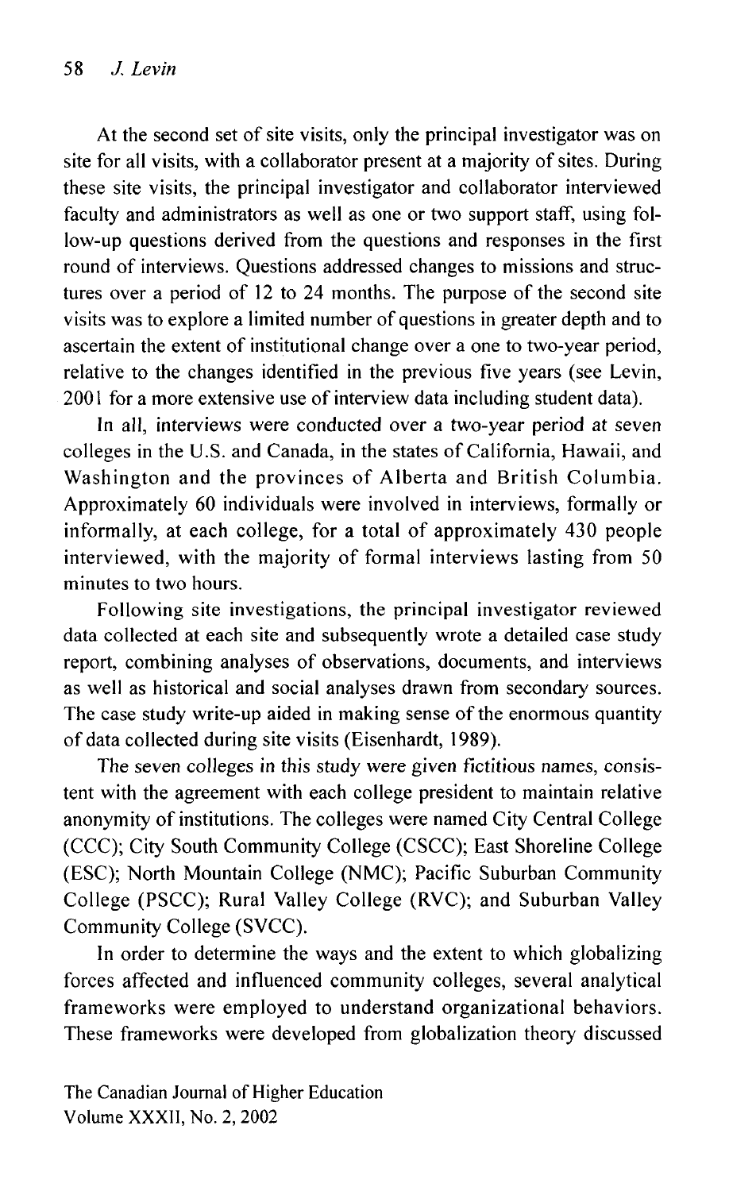At the second set of site visits, only the principal investigator was on site for all visits, with a collaborator present at a majority of sites. During these site visits, the principal investigator and collaborator interviewed faculty and administrators as well as one or two support staff, using follow-up questions derived from the questions and responses in the first round of interviews. Questions addressed changes to missions and structures over a period of 12 to 24 months. The purpose of the second site visits was to explore a limited number of questions in greater depth and to ascertain the extent of institutional change over a one to two-year period, relative to the changes identified in the previous five years (see Levin, 2001 for a more extensive use of interview data including student data).

In all, interviews were conducted over a two-year period at seven colleges in the U.S. and Canada, in the states of California, Hawaii, and Washington and the provinces of Alberta and British Columbia. Approximately 60 individuals were involved in interviews, formally or informally, at each college, for a total of approximately 430 people interviewed, with the majority of formal interviews lasting from 50 minutes to two hours.

Following site investigations, the principal investigator reviewed data collected at each site and subsequently wrote a detailed case study report, combining analyses of observations, documents, and interviews as well as historical and social analyses drawn from secondary sources. The case study write-up aided in making sense of the enormous quantity of data collected during site visits (Eisenhardt, 1989).

The seven colleges in this study were given fictitious names, consistent with the agreement with each college president to maintain relative anonymity of institutions. The colleges were named City Central College (CCC); City South Community College (CSCC); East Shoreline College (ESC); North Mountain College (NMC); Pacific Suburban Community College (PSCC); Rural Valley College (RVC); and Suburban Valley Community College (SVCC).

In order to determine the ways and the extent to which globalizing forces affected and influenced community colleges, several analytical frameworks were employed to understand organizational behaviors. These frameworks were developed from globalization theory discussed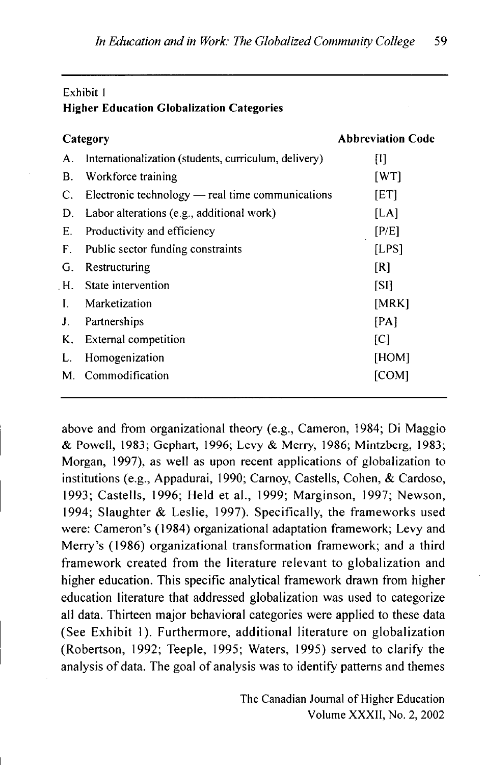Exhibit 1

**Higher Education Globalization Categories**

| Category | | Abbreviation Code |
|---|---|---|
| A. | Internationalization (students, curriculum, delivery) | [I] |
| B. | Workforce training | [WT] |
| C. | Electronic technology — real time communications | [ET] |
| D. | Labor alterations (e.g., additional work) | [LA] |
| E. | Productivity and efficiency | [P/E] |
| F. | Public sector funding constraints | [LPS] |
| G. | Restructuring | [R] |
| H. | State intervention | [SI] |
| I. | Marketization | [MRK] |
| J. | Partnerships | [PA] |
| K. | External competition | [C] |
| L. | Homogenization | [HOM] |
| M. | Commodification | [COM] |

above and from organizational theory (e.g., Cameron, 1984; Di Maggio & Powell, 1983; Gephart, 1996; Levy & Merry, 1986; Mintzberg, 1983; Morgan, 1997), as well as upon recent applications of globalization to institutions (e.g., Appadurai, 1990; Carnoy, Castells, Cohen, & Cardoso, 1993; Castells, 1996; Held et al., 1999; Marginson, 1997; Newson, 1994; Slaughter & Leslie, 1997). Specifically, the frameworks used were: Cameron's (1984) organizational adaptation framework; Levy and Merry's (1986) organizational transformation framework; and a third framework created from the literature relevant to globalization and higher education. This specific analytical framework drawn from higher education literature that addressed globalization was used to categorize all data. Thirteen major behavioral categories were applied to these data (See Exhibit 1). Furthermore, additional literature on globalization (Robertson, 1992; Teeple, 1995; Waters, 1995) served to clarify the analysis of data. The goal of analysis was to identify patterns and themes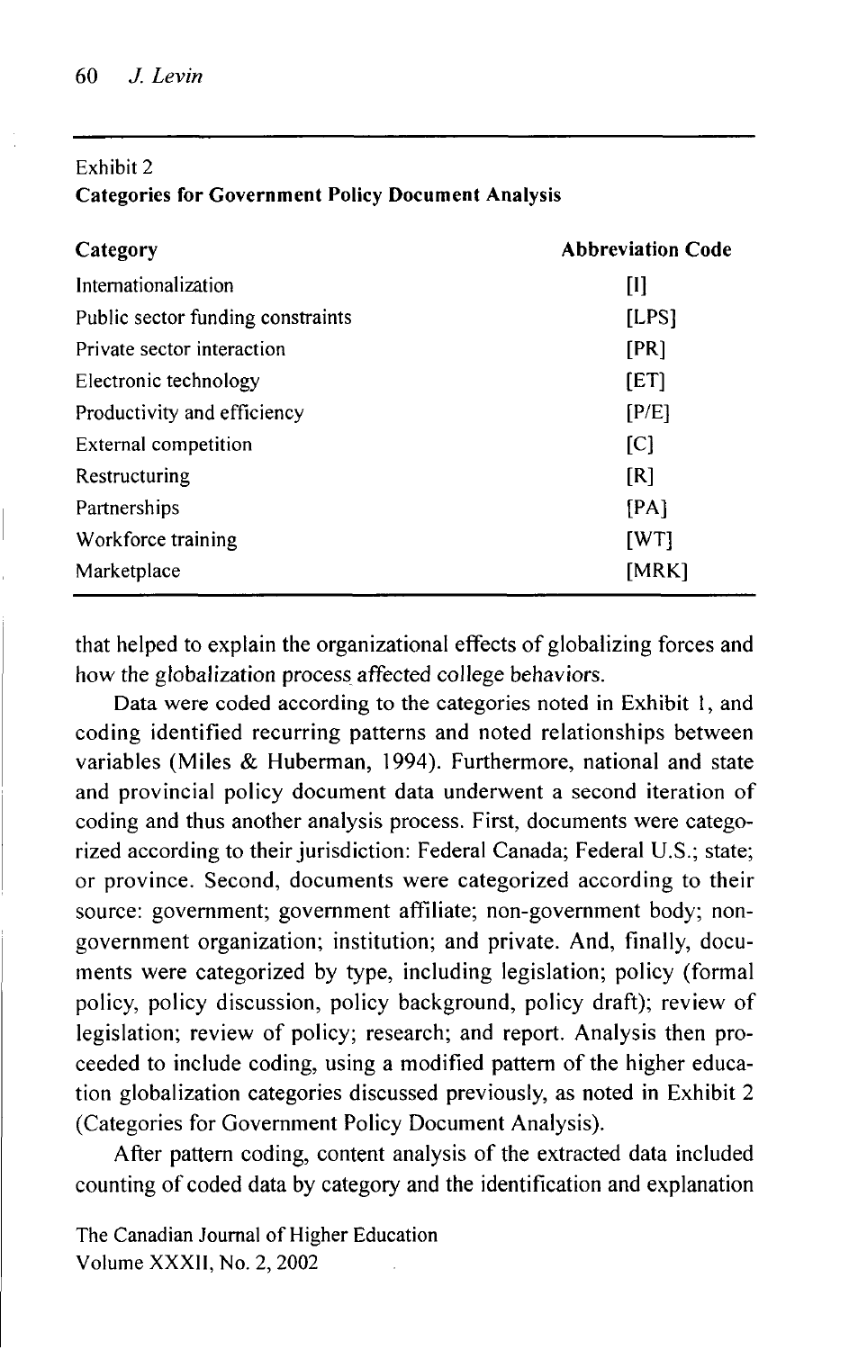Exhibit 2

**Categories for Government Policy Document Analysis**

| Category | Abbreviation Code |
|---|---|
| Internationalization | [I] |
| Public sector funding constraints | [LPS] |
| Private sector interaction | [PR] |
| Electronic technology | [ET] |
| Productivity and efficiency | [P/E] |
| External competition | [C] |
| Restructuring | [R] |
| Partnerships | [PA] |
| Workforce training | [WT] |
| Marketplace | [MRK] |

that helped to explain the organizational effects of globalizing forces and how the globalization process affected college behaviors.

Data were coded according to the categories noted in Exhibit 1, and coding identified recurring patterns and noted relationships between variables (Miles & Huberman, 1994). Furthermore, national and state and provincial policy document data underwent a second iteration of coding and thus another analysis process. First, documents were categorized according to their jurisdiction: Federal Canada; Federal U.S.; state; or province. Second, documents were categorized according to their source: government; government affiliate; non-government body; non-government organization; institution; and private. And, finally, documents were categorized by type, including legislation; policy (formal policy, policy discussion, policy background, policy draft); review of legislation; review of policy; research; and report. Analysis then proceeded to include coding, using a modified pattern of the higher education globalization categories discussed previously, as noted in Exhibit 2 (Categories for Government Policy Document Analysis).

After pattern coding, content analysis of the extracted data included counting of coded data by category and the identification and explanation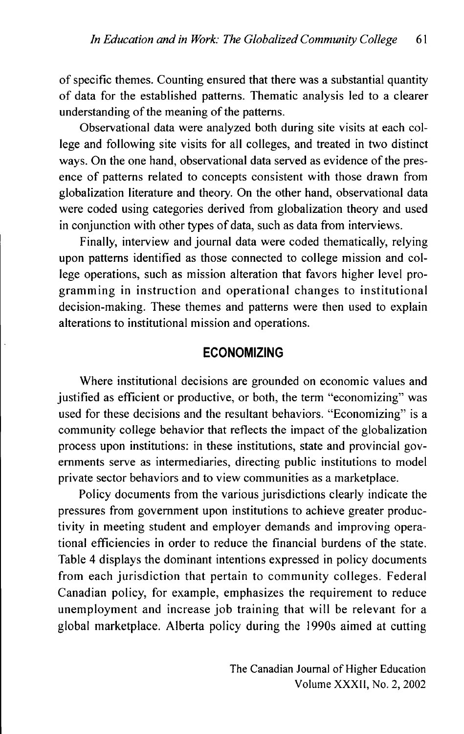of specific themes. Counting ensured that there was a substantial quantity of data for the established patterns. Thematic analysis led to a clearer understanding of the meaning of the patterns.

Observational data were analyzed both during site visits at each college and following site visits for all colleges, and treated in two distinct ways. On the one hand, observational data served as evidence of the presence of patterns related to concepts consistent with those drawn from globalization literature and theory. On the other hand, observational data were coded using categories derived from globalization theory and used in conjunction with other types of data, such as data from interviews.

Finally, interview and journal data were coded thematically, relying upon patterns identified as those connected to college mission and college operations, such as mission alteration that favors higher level programming in instruction and operational changes to institutional decision-making. These themes and patterns were then used to explain alterations to institutional mission and operations.

## ECONOMIZING

Where institutional decisions are grounded on economic values and justified as efficient or productive, or both, the term "economizing" was used for these decisions and the resultant behaviors. "Economizing" is a community college behavior that reflects the impact of the globalization process upon institutions: in these institutions, state and provincial governments serve as intermediaries, directing public institutions to model private sector behaviors and to view communities as a marketplace.

Policy documents from the various jurisdictions clearly indicate the pressures from government upon institutions to achieve greater productivity in meeting student and employer demands and improving operational efficiencies in order to reduce the financial burdens of the state. Table 4 displays the dominant intentions expressed in policy documents from each jurisdiction that pertain to community colleges. Federal Canadian policy, for example, emphasizes the requirement to reduce unemployment and increase job training that will be relevant for a global marketplace. Alberta policy during the 1990s aimed at cutting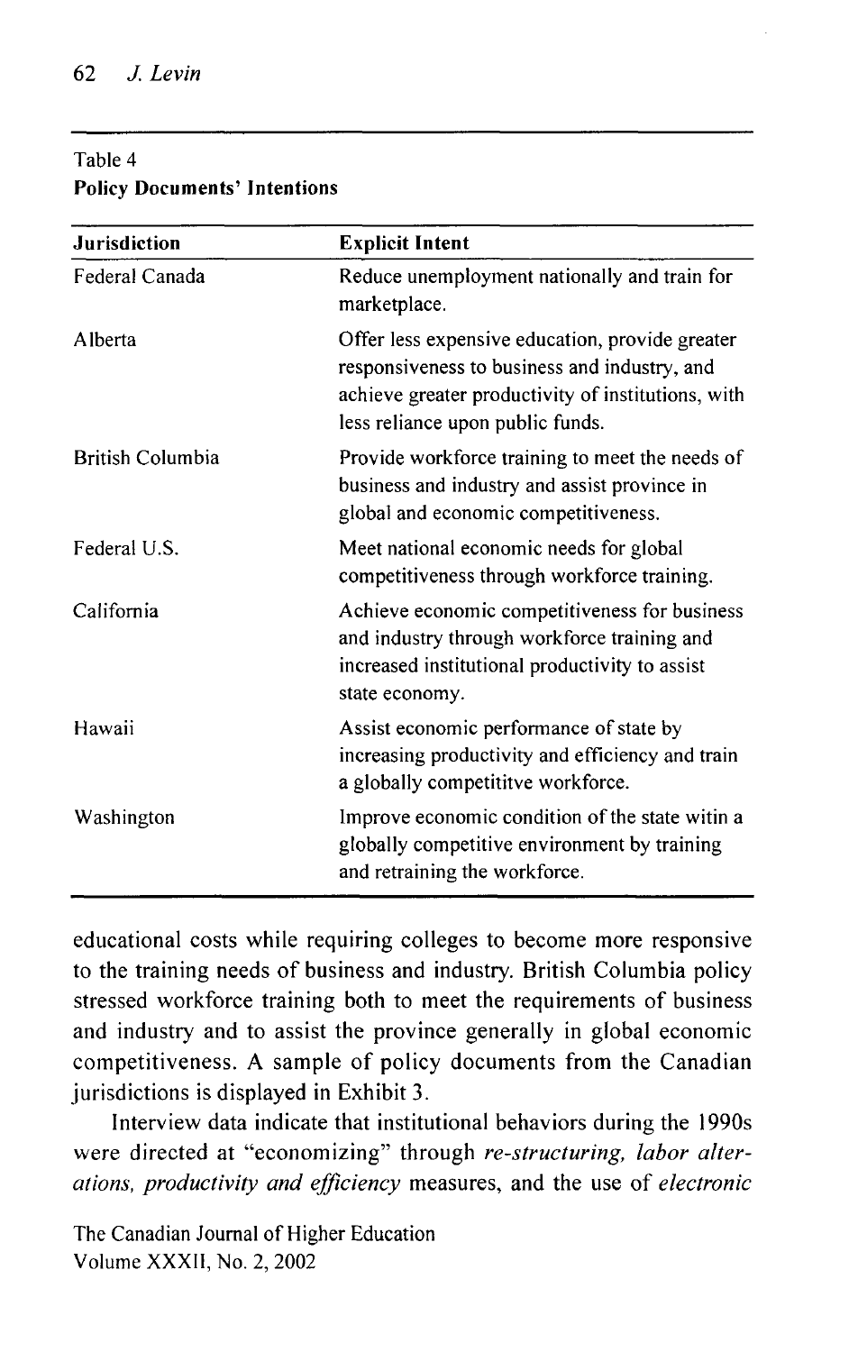Table 4
**Policy Documents' Intentions**

| Jurisdiction | Explicit Intent |
|---|---|
| Federal Canada | Reduce unemployment nationally and train for marketplace. |
| Alberta | Offer less expensive education, provide greater responsiveness to business and industry, and achieve greater productivity of institutions, with less reliance upon public funds. |
| British Columbia | Provide workforce training to meet the needs of business and industry and assist province in global and economic competitiveness. |
| Federal U.S. | Meet national economic needs for global competitiveness through workforce training. |
| California | Achieve economic competitiveness for business and industry through workforce training and increased institutional productivity to assist state economy. |
| Hawaii | Assist economic performance of state by increasing productivity and efficiency and train a globally competititve workforce. |
| Washington | Improve economic condition of the state witin a globally competitive environment by training and retraining the workforce. |

educational costs while requiring colleges to become more responsive to the training needs of business and industry. British Columbia policy stressed workforce training both to meet the requirements of business and industry and to assist the province generally in global economic competitiveness. A sample of policy documents from the Canadian jurisdictions is displayed in Exhibit 3.

Interview data indicate that institutional behaviors during the 1990s were directed at "economizing" through *re-structuring, labor alterations, productivity and efficiency* measures, and the use of *electronic*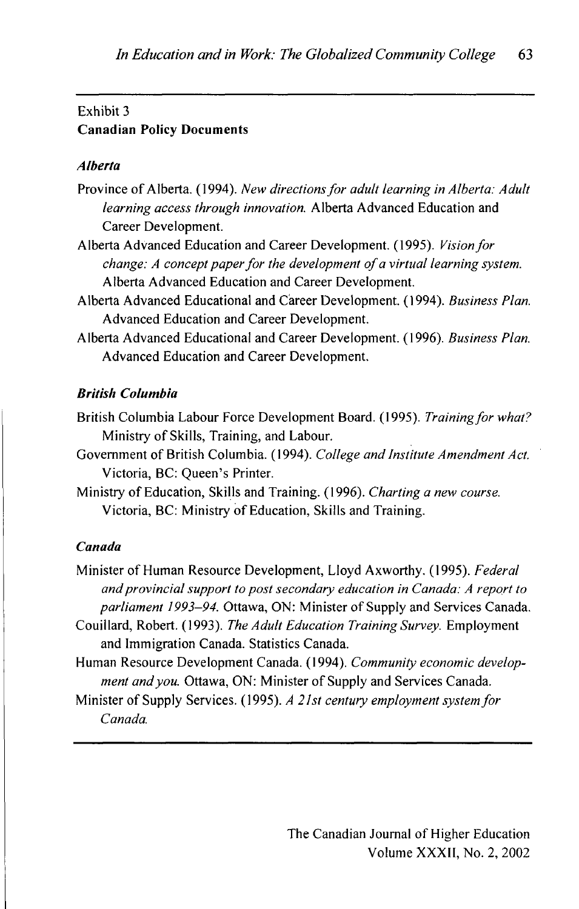Exhibit 3

**Canadian Policy Documents**

***Alberta***

Province of Alberta. (1994). *New directions for adult learning in Alberta: Adult learning access through innovation.* Alberta Advanced Education and Career Development.

Alberta Advanced Education and Career Development. (1995). *Vision for change: A concept paper for the development of a virtual learning system.* Alberta Advanced Education and Career Development.

Alberta Advanced Educational and Career Development. (1994). *Business Plan.* Advanced Education and Career Development.

Alberta Advanced Educational and Career Development. (1996). *Business Plan.* Advanced Education and Career Development.

***British Columbia***

British Columbia Labour Force Development Board. (1995). *Training for what?* Ministry of Skills, Training, and Labour.

Government of British Columbia. (1994). *College and Institute Amendment Act.* Victoria, BC: Queen's Printer.

Ministry of Education, Skills and Training. (1996). *Charting a new course.* Victoria, BC: Ministry of Education, Skills and Training.

***Canada***

Minister of Human Resource Development, Lloyd Axworthy. (1995). *Federal and provincial support to post secondary education in Canada: A report to parliament 1993–94.* Ottawa, ON: Minister of Supply and Services Canada.

Couillard, Robert. (1993). *The Adult Education Training Survey.* Employment and Immigration Canada. Statistics Canada.

Human Resource Development Canada. (1994). *Community economic development and you.* Ottawa, ON: Minister of Supply and Services Canada.

Minister of Supply Services. (1995). *A 21st century employment system for Canada.*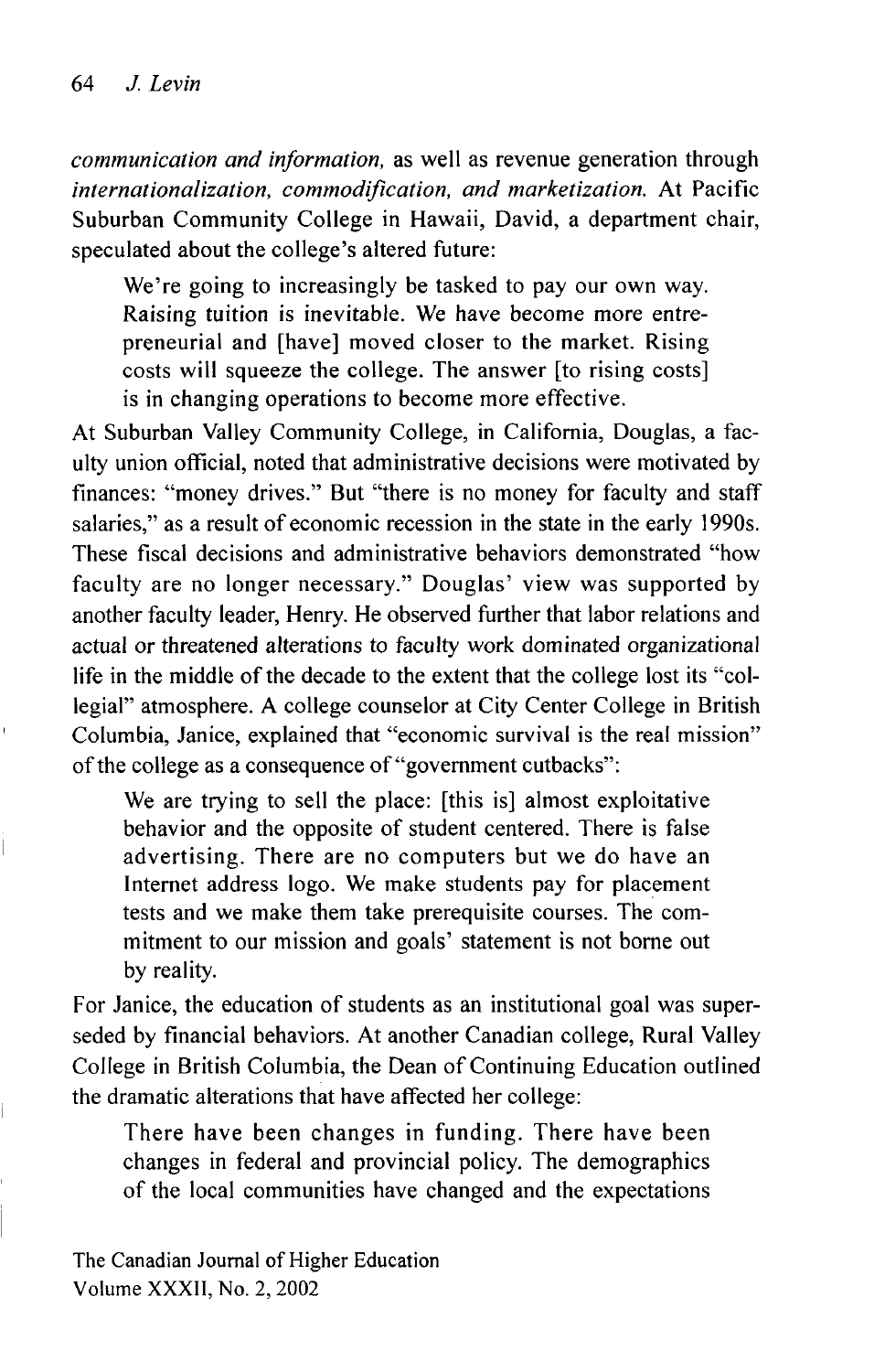*communication and information,* as well as revenue generation through *internationalization, commodification, and marketization.* At Pacific Suburban Community College in Hawaii, David, a department chair, speculated about the college's altered future:

> We're going to increasingly be tasked to pay our own way. Raising tuition is inevitable. We have become more entrepreneurial and [have] moved closer to the market. Rising costs will squeeze the college. The answer [to rising costs] is in changing operations to become more effective.

At Suburban Valley Community College, in California, Douglas, a faculty union official, noted that administrative decisions were motivated by finances: "money drives." But "there is no money for faculty and staff salaries," as a result of economic recession in the state in the early 1990s. These fiscal decisions and administrative behaviors demonstrated "how faculty are no longer necessary." Douglas' view was supported by another faculty leader, Henry. He observed further that labor relations and actual or threatened alterations to faculty work dominated organizational life in the middle of the decade to the extent that the college lost its "collegial" atmosphere. A college counselor at City Center College in British Columbia, Janice, explained that "economic survival is the real mission" of the college as a consequence of "government cutbacks":

> We are trying to sell the place: [this is] almost exploitative behavior and the opposite of student centered. There is false advertising. There are no computers but we do have an Internet address logo. We make students pay for placement tests and we make them take prerequisite courses. The commitment to our mission and goals' statement is not borne out by reality.

For Janice, the education of students as an institutional goal was superseded by financial behaviors. At another Canadian college, Rural Valley College in British Columbia, the Dean of Continuing Education outlined the dramatic alterations that have affected her college:

> There have been changes in funding. There have been changes in federal and provincial policy. The demographics of the local communities have changed and the expectations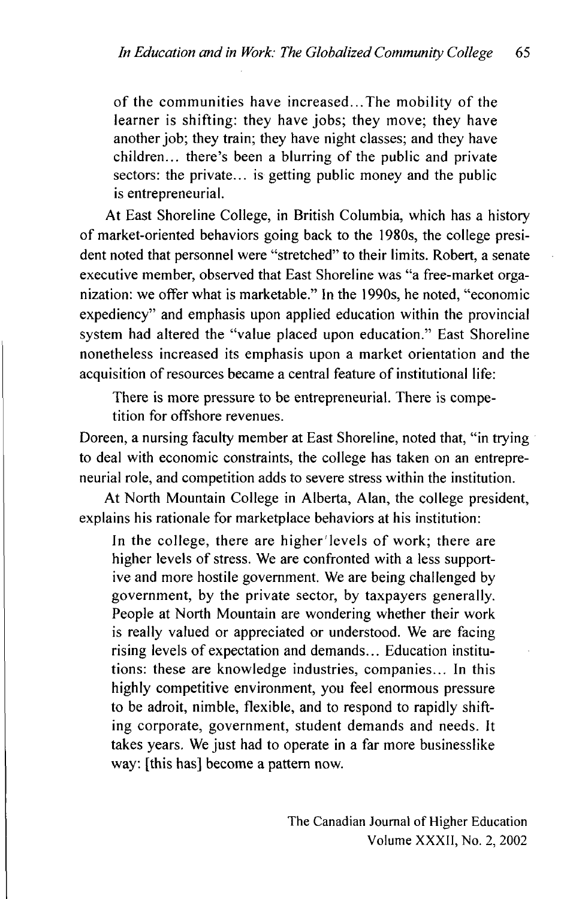of the communities have increased...The mobility of the learner is shifting: they have jobs; they move; they have another job; they train; they have night classes; and they have children... there's been a blurring of the public and private sectors: the private... is getting public money and the public is entrepreneurial.

At East Shoreline College, in British Columbia, which has a history of market-oriented behaviors going back to the 1980s, the college president noted that personnel were "stretched" to their limits. Robert, a senate executive member, observed that East Shoreline was "a free-market organization: we offer what is marketable." In the 1990s, he noted, "economic expediency" and emphasis upon applied education within the provincial system had altered the "value placed upon education." East Shoreline nonetheless increased its emphasis upon a market orientation and the acquisition of resources became a central feature of institutional life:

> There is more pressure to be entrepreneurial. There is competition for offshore revenues.

Doreen, a nursing faculty member at East Shoreline, noted that, "in trying to deal with economic constraints, the college has taken on an entrepreneurial role, and competition adds to severe stress within the institution.

At North Mountain College in Alberta, Alan, the college president, explains his rationale for marketplace behaviors at his institution:

> In the college, there are higher levels of work; there are higher levels of stress. We are confronted with a less supportive and more hostile government. We are being challenged by government, by the private sector, by taxpayers generally. People at North Mountain are wondering whether their work is really valued or appreciated or understood. We are facing rising levels of expectation and demands... Education institutions: these are knowledge industries, companies... In this highly competitive environment, you feel enormous pressure to be adroit, nimble, flexible, and to respond to rapidly shifting corporate, government, student demands and needs. It takes years. We just had to operate in a far more businesslike way: [this has] become a pattern now.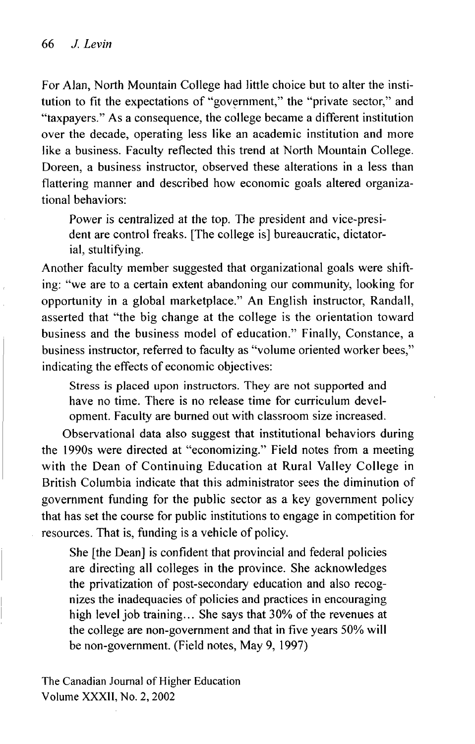For Alan, North Mountain College had little choice but to alter the institution to fit the expectations of "government," the "private sector," and "taxpayers." As a consequence, the college became a different institution over the decade, operating less like an academic institution and more like a business. Faculty reflected this trend at North Mountain College. Doreen, a business instructor, observed these alterations in a less than flattering manner and described how economic goals altered organizational behaviors:

> Power is centralized at the top. The president and vice-president are control freaks. [The college is] bureaucratic, dictatorial, stultifying.

Another faculty member suggested that organizational goals were shifting: "we are to a certain extent abandoning our community, looking for opportunity in a global marketplace." An English instructor, Randall, asserted that "the big change at the college is the orientation toward business and the business model of education." Finally, Constance, a business instructor, referred to faculty as "volume oriented worker bees," indicating the effects of economic objectives:

> Stress is placed upon instructors. They are not supported and have no time. There is no release time for curriculum development. Faculty are burned out with classroom size increased.

Observational data also suggest that institutional behaviors during the 1990s were directed at "economizing." Field notes from a meeting with the Dean of Continuing Education at Rural Valley College in British Columbia indicate that this administrator sees the diminution of government funding for the public sector as a key government policy that has set the course for public institutions to engage in competition for resources. That is, funding is a vehicle of policy.

> She [the Dean] is confident that provincial and federal policies are directing all colleges in the province. She acknowledges the privatization of post-secondary education and also recognizes the inadequacies of policies and practices in encouraging high level job training... She says that 30% of the revenues at the college are non-government and that in five years 50% will be non-government. (Field notes, May 9, 1997)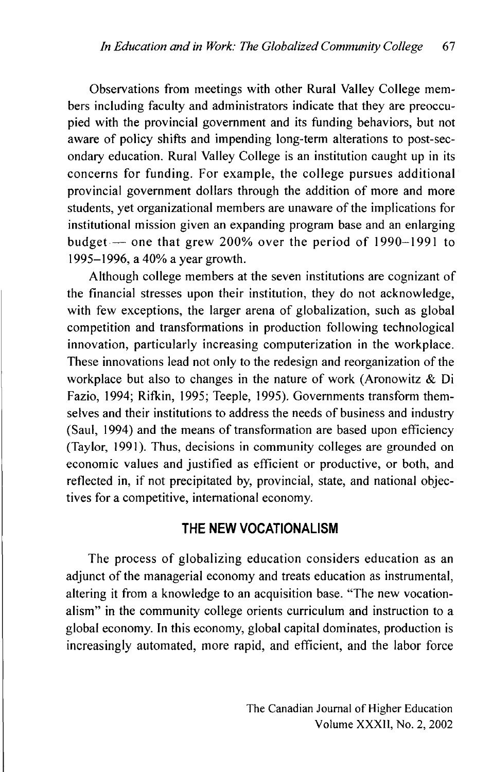Observations from meetings with other Rural Valley College members including faculty and administrators indicate that they are preoccupied with the provincial government and its funding behaviors, but not aware of policy shifts and impending long-term alterations to post-secondary education. Rural Valley College is an institution caught up in its concerns for funding. For example, the college pursues additional provincial government dollars through the addition of more and more students, yet organizational members are unaware of the implications for institutional mission given an expanding program base and an enlarging budget — one that grew 200% over the period of 1990–1991 to 1995–1996, a 40% a year growth.

Although college members at the seven institutions are cognizant of the financial stresses upon their institution, they do not acknowledge, with few exceptions, the larger arena of globalization, such as global competition and transformations in production following technological innovation, particularly increasing computerization in the workplace. These innovations lead not only to the redesign and reorganization of the workplace but also to changes in the nature of work (Aronowitz & Di Fazio, 1994; Rifkin, 1995; Teeple, 1995). Governments transform themselves and their institutions to address the needs of business and industry (Saul, 1994) and the means of transformation are based upon efficiency (Taylor, 1991). Thus, decisions in community colleges are grounded on economic values and justified as efficient or productive, or both, and reflected in, if not precipitated by, provincial, state, and national objectives for a competitive, international economy.

## THE NEW VOCATIONALISM

The process of globalizing education considers education as an adjunct of the managerial economy and treats education as instrumental, altering it from a knowledge to an acquisition base. "The new vocationalism" in the community college orients curriculum and instruction to a global economy. In this economy, global capital dominates, production is increasingly automated, more rapid, and efficient, and the labor force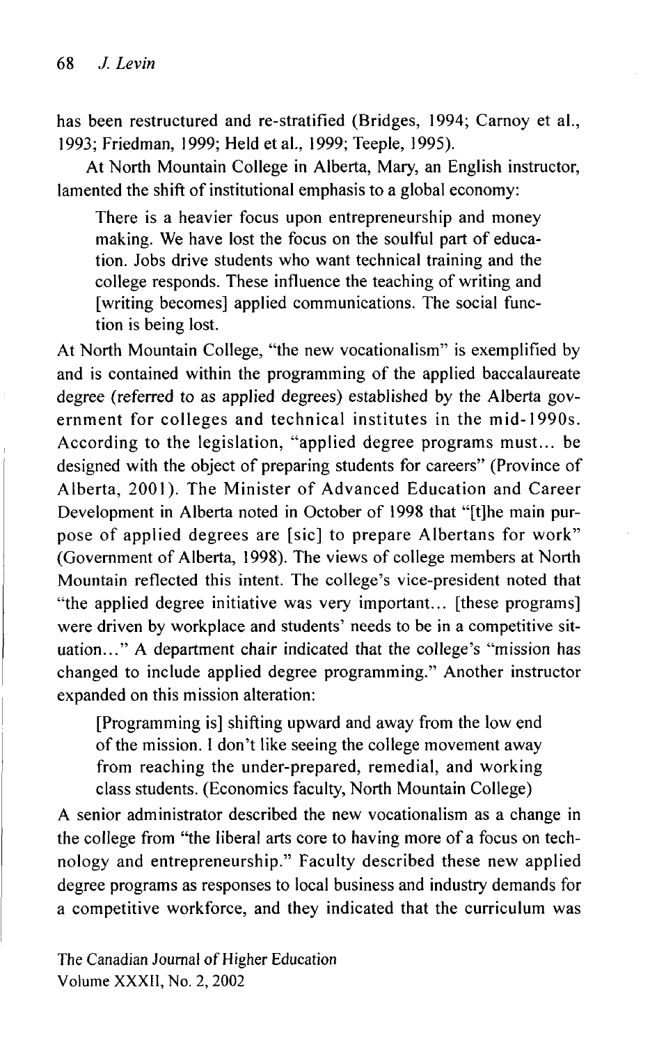has been restructured and re-stratified (Bridges, 1994; Carnoy et al., 1993; Friedman, 1999; Held et al., 1999; Teeple, 1995).

At North Mountain College in Alberta, Mary, an English instructor, lamented the shift of institutional emphasis to a global economy:

> There is a heavier focus upon entrepreneurship and money making. We have lost the focus on the soulful part of education. Jobs drive students who want technical training and the college responds. These influence the teaching of writing and [writing becomes] applied communications. The social function is being lost.

At North Mountain College, "the new vocationalism" is exemplified by and is contained within the programming of the applied baccalaureate degree (referred to as applied degrees) established by the Alberta government for colleges and technical institutes in the mid-1990s. According to the legislation, "applied degree programs must... be designed with the object of preparing students for careers" (Province of Alberta, 2001). The Minister of Advanced Education and Career Development in Alberta noted in October of 1998 that "[t]he main purpose of applied degrees are [sic] to prepare Albertans for work" (Government of Alberta, 1998). The views of college members at North Mountain reflected this intent. The college's vice-president noted that "the applied degree initiative was very important... [these programs] were driven by workplace and students' needs to be in a competitive situation..." A department chair indicated that the college's "mission has changed to include applied degree programming." Another instructor expanded on this mission alteration:

> [Programming is] shifting upward and away from the low end of the mission. I don't like seeing the college movement away from reaching the under-prepared, remedial, and working class students. (Economics faculty, North Mountain College)

A senior administrator described the new vocationalism as a change in the college from "the liberal arts core to having more of a focus on technology and entrepreneurship." Faculty described these new applied degree programs as responses to local business and industry demands for a competitive workforce, and they indicated that the curriculum was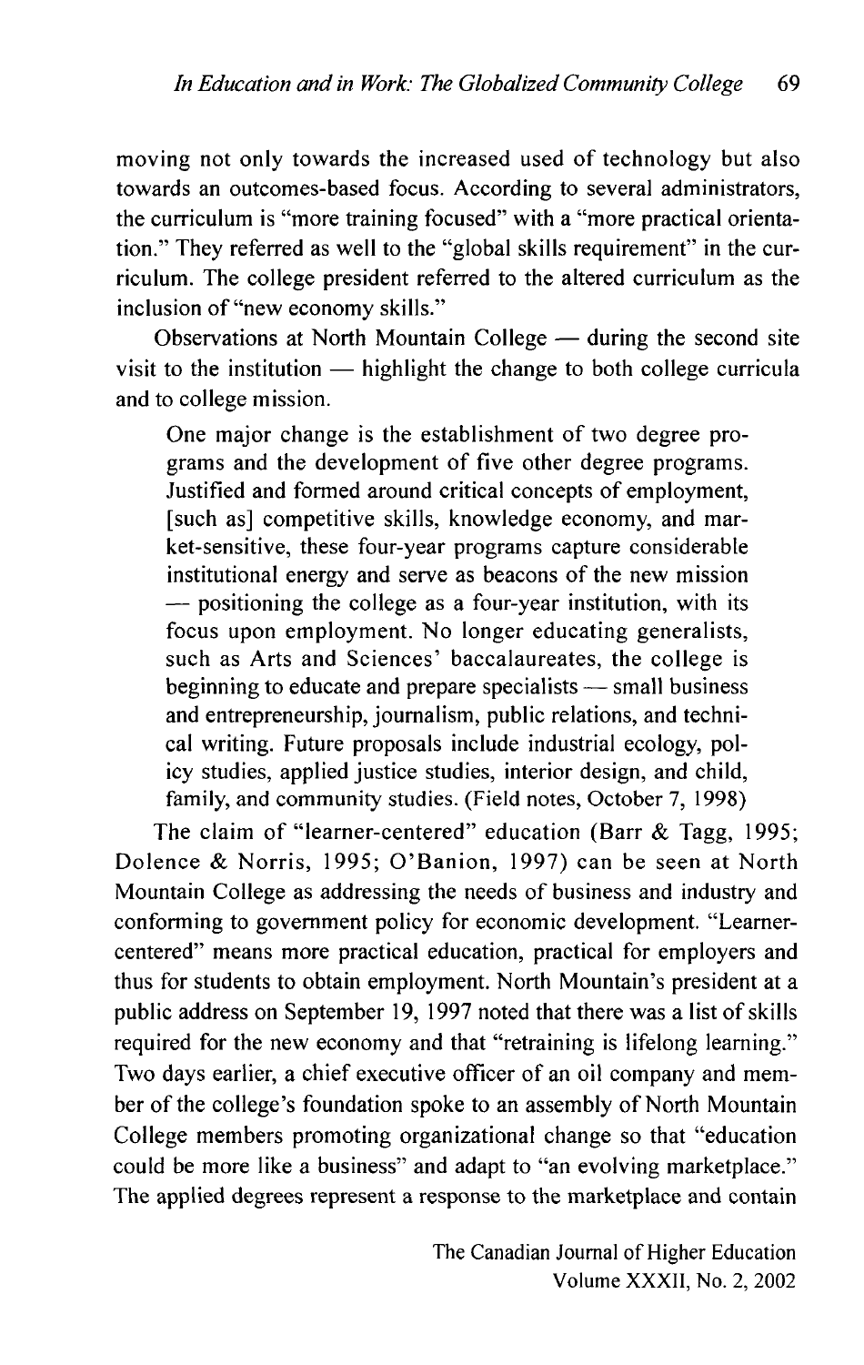moving not only towards the increased used of technology but also towards an outcomes-based focus. According to several administrators, the curriculum is "more training focused" with a "more practical orientation." They referred as well to the "global skills requirement" in the curriculum. The college president referred to the altered curriculum as the inclusion of "new economy skills."

Observations at North Mountain College — during the second site visit to the institution — highlight the change to both college curricula and to college mission.

> One major change is the establishment of two degree programs and the development of five other degree programs. Justified and formed around critical concepts of employment, [such as] competitive skills, knowledge economy, and market-sensitive, these four-year programs capture considerable institutional energy and serve as beacons of the new mission — positioning the college as a four-year institution, with its focus upon employment. No longer educating generalists, such as Arts and Sciences' baccalaureates, the college is beginning to educate and prepare specialists — small business and entrepreneurship, journalism, public relations, and technical writing. Future proposals include industrial ecology, policy studies, applied justice studies, interior design, and child, family, and community studies. (Field notes, October 7, 1998)

The claim of "learner-centered" education (Barr & Tagg, 1995; Dolence & Norris, 1995; O'Banion, 1997) can be seen at North Mountain College as addressing the needs of business and industry and conforming to government policy for economic development. "Learner-centered" means more practical education, practical for employers and thus for students to obtain employment. North Mountain's president at a public address on September 19, 1997 noted that there was a list of skills required for the new economy and that "retraining is lifelong learning." Two days earlier, a chief executive officer of an oil company and member of the college's foundation spoke to an assembly of North Mountain College members promoting organizational change so that "education could be more like a business" and adapt to "an evolving marketplace." The applied degrees represent a response to the marketplace and contain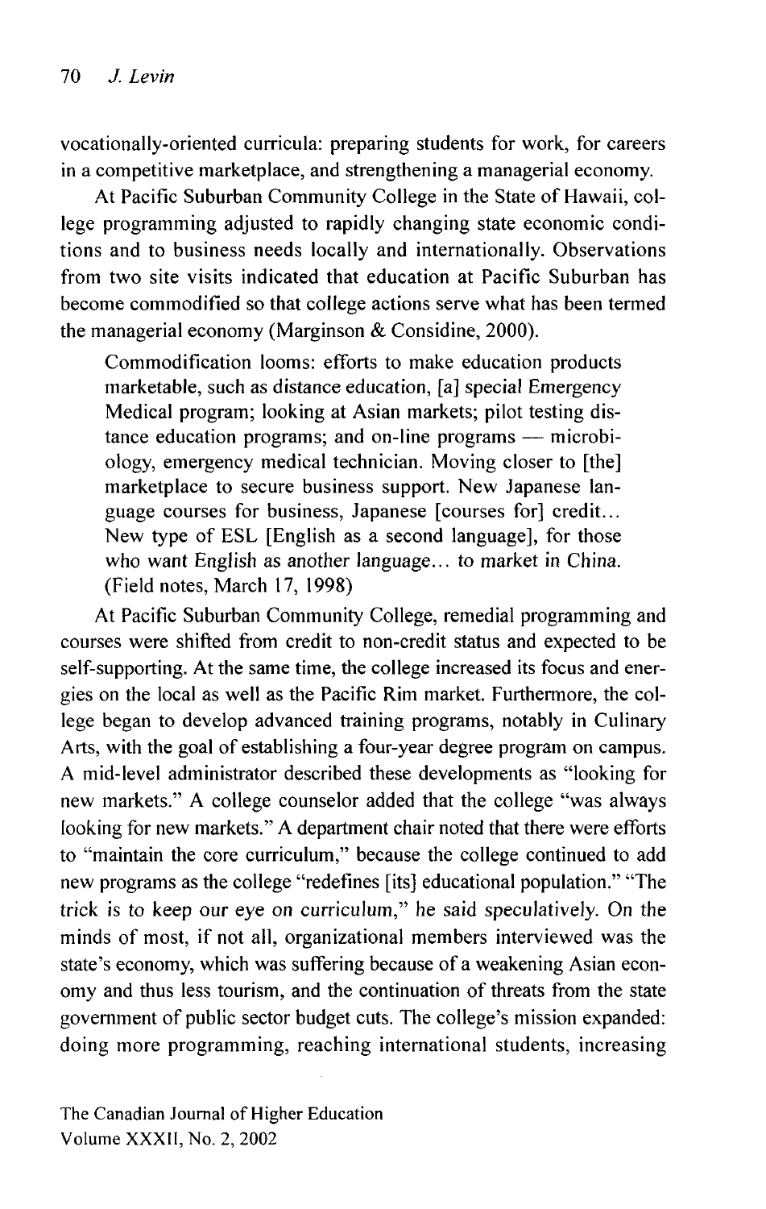vocationally-oriented curricula: preparing students for work, for careers in a competitive marketplace, and strengthening a managerial economy.

At Pacific Suburban Community College in the State of Hawaii, college programming adjusted to rapidly changing state economic conditions and to business needs locally and internationally. Observations from two site visits indicated that education at Pacific Suburban has become commodified so that college actions serve what has been termed the managerial economy (Marginson & Considine, 2000).

> Commodification looms: efforts to make education products marketable, such as distance education, [a] special Emergency Medical program; looking at Asian markets; pilot testing distance education programs; and on-line programs — microbiology, emergency medical technician. Moving closer to [the] marketplace to secure business support. New Japanese language courses for business, Japanese [courses for] credit... New type of ESL [English as a second language], for those who want English as another language... to market in China. (Field notes, March 17, 1998)

At Pacific Suburban Community College, remedial programming and courses were shifted from credit to non-credit status and expected to be self-supporting. At the same time, the college increased its focus and energies on the local as well as the Pacific Rim market. Furthermore, the college began to develop advanced training programs, notably in Culinary Arts, with the goal of establishing a four-year degree program on campus. A mid-level administrator described these developments as "looking for new markets." A college counselor added that the college "was always looking for new markets." A department chair noted that there were efforts to "maintain the core curriculum," because the college continued to add new programs as the college "redefines [its] educational population." "The trick is to keep our eye on curriculum," he said speculatively. On the minds of most, if not all, organizational members interviewed was the state's economy, which was suffering because of a weakening Asian economy and thus less tourism, and the continuation of threats from the state government of public sector budget cuts. The college's mission expanded: doing more programming, reaching international students, increasing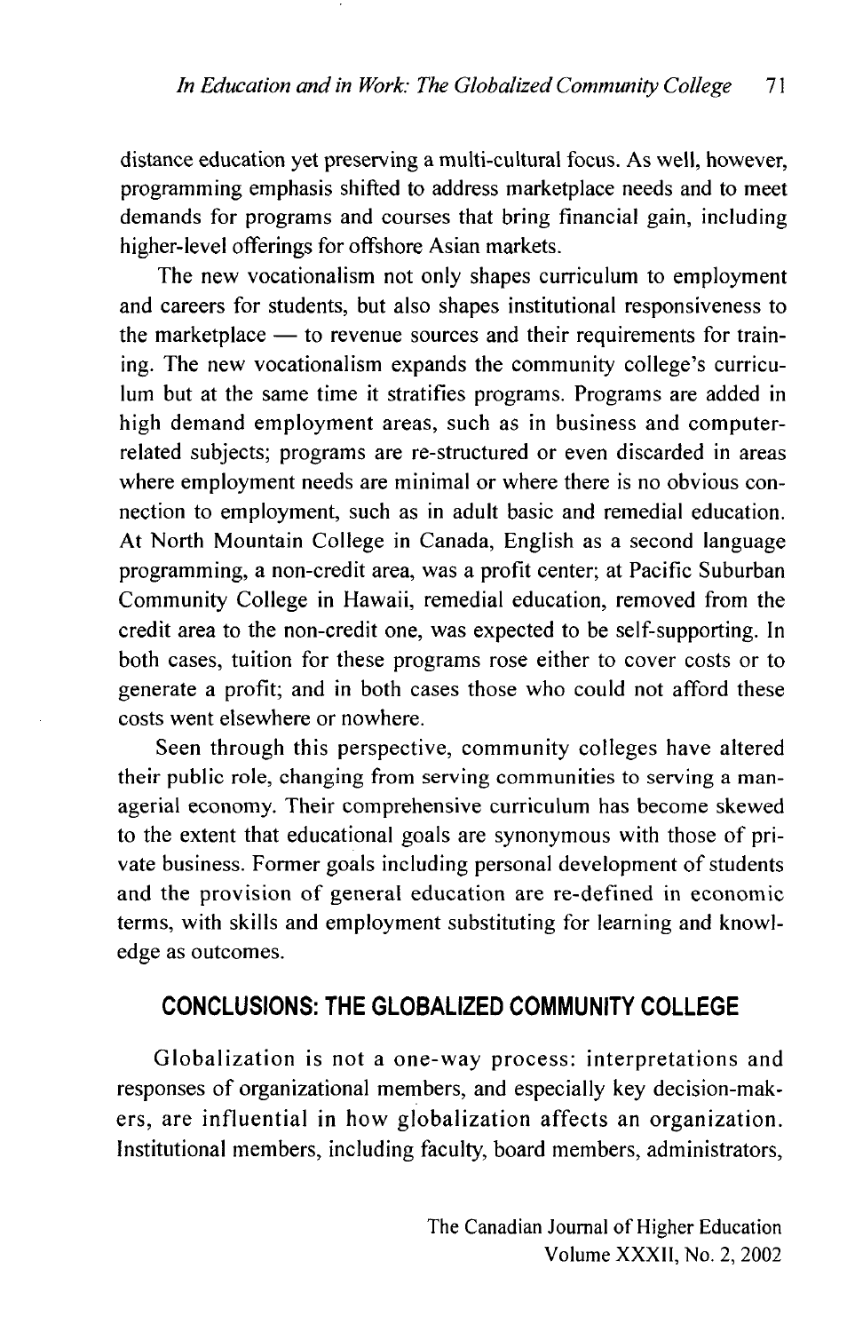distance education yet preserving a multi-cultural focus. As well, however, programming emphasis shifted to address marketplace needs and to meet demands for programs and courses that bring financial gain, including higher-level offerings for offshore Asian markets.

The new vocationalism not only shapes curriculum to employment and careers for students, but also shapes institutional responsiveness to the marketplace — to revenue sources and their requirements for training. The new vocationalism expands the community college's curriculum but at the same time it stratifies programs. Programs are added in high demand employment areas, such as in business and computer-related subjects; programs are re-structured or even discarded in areas where employment needs are minimal or where there is no obvious connection to employment, such as in adult basic and remedial education. At North Mountain College in Canada, English as a second language programming, a non-credit area, was a profit center; at Pacific Suburban Community College in Hawaii, remedial education, removed from the credit area to the non-credit one, was expected to be self-supporting. In both cases, tuition for these programs rose either to cover costs or to generate a profit; and in both cases those who could not afford these costs went elsewhere or nowhere.

Seen through this perspective, community colleges have altered their public role, changing from serving communities to serving a managerial economy. Their comprehensive curriculum has become skewed to the extent that educational goals are synonymous with those of private business. Former goals including personal development of students and the provision of general education are re-defined in economic terms, with skills and employment substituting for learning and knowledge as outcomes.

## CONCLUSIONS: THE GLOBALIZED COMMUNITY COLLEGE

Globalization is not a one-way process: interpretations and responses of organizational members, and especially key decision-makers, are influential in how globalization affects an organization. Institutional members, including faculty, board members, administrators,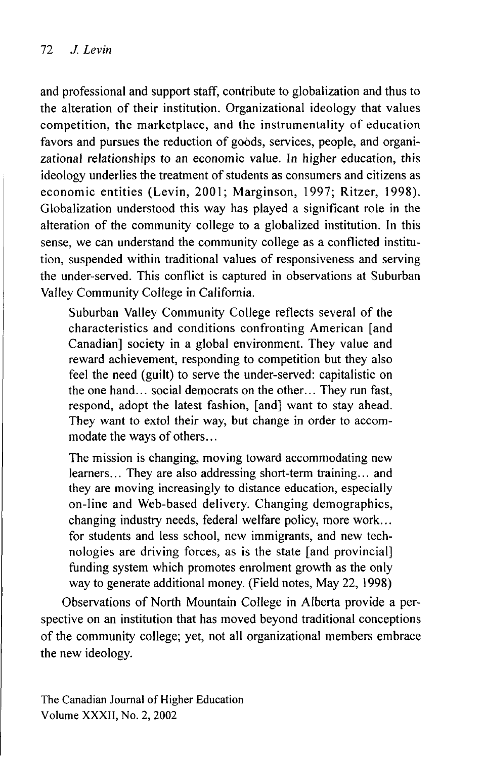and professional and support staff, contribute to globalization and thus to the alteration of their institution. Organizational ideology that values competition, the marketplace, and the instrumentality of education favors and pursues the reduction of goods, services, people, and organizational relationships to an economic value. In higher education, this ideology underlies the treatment of students as consumers and citizens as economic entities (Levin, 2001; Marginson, 1997; Ritzer, 1998). Globalization understood this way has played a significant role in the alteration of the community college to a globalized institution. In this sense, we can understand the community college as a conflicted institution, suspended within traditional values of responsiveness and serving the under-served. This conflict is captured in observations at Suburban Valley Community College in California.

> Suburban Valley Community College reflects several of the characteristics and conditions confronting American [and Canadian] society in a global environment. They value and reward achievement, responding to competition but they also feel the need (guilt) to serve the under-served: capitalistic on the one hand… social democrats on the other… They run fast, respond, adopt the latest fashion, [and] want to stay ahead. They want to extol their way, but change in order to accommodate the ways of others…
>
> The mission is changing, moving toward accommodating new learners… They are also addressing short-term training… and they are moving increasingly to distance education, especially on-line and Web-based delivery. Changing demographics, changing industry needs, federal welfare policy, more work… for students and less school, new immigrants, and new technologies are driving forces, as is the state [and provincial] funding system which promotes enrolment growth as the only way to generate additional money. (Field notes, May 22, 1998)

Observations of North Mountain College in Alberta provide a perspective on an institution that has moved beyond traditional conceptions of the community college; yet, not all organizational members embrace the new ideology.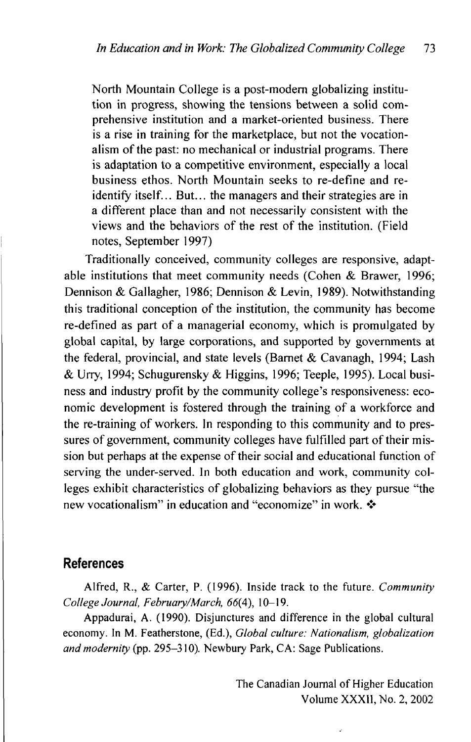> North Mountain College is a post-modern globalizing institution in progress, showing the tensions between a solid comprehensive institution and a market-oriented business. There is a rise in training for the marketplace, but not the vocationalism of the past: no mechanical or industrial programs. There is adaptation to a competitive environment, especially a local business ethos. North Mountain seeks to re-define and re-identify itself... But... the managers and their strategies are in a different place than and not necessarily consistent with the views and the behaviors of the rest of the institution. (Field notes, September 1997)

Traditionally conceived, community colleges are responsive, adaptable institutions that meet community needs (Cohen & Brawer, 1996; Dennison & Gallagher, 1986; Dennison & Levin, 1989). Notwithstanding this traditional conception of the institution, the community has become re-defined as part of a managerial economy, which is promulgated by global capital, by large corporations, and supported by governments at the federal, provincial, and state levels (Barnet & Cavanagh, 1994; Lash & Urry, 1994; Schugurensky & Higgins, 1996; Teeple, 1995). Local business and industry profit by the community college's responsiveness: economic development is fostered through the training of a workforce and the re-training of workers. In responding to this community and to pressures of government, community colleges have fulfilled part of their mission but perhaps at the expense of their social and educational function of serving the under-served. In both education and work, community colleges exhibit characteristics of globalizing behaviors as they pursue "the new vocationalism" in education and "economize" in work. ❖

## References

Alfred, R., & Carter, P. (1996). Inside track to the future. *Community College Journal, February/March, 66*(4), 10–19.

Appadurai, A. (1990). Disjunctures and difference in the global cultural economy. In M. Featherstone, (Ed.), *Global culture: Nationalism, globalization and modernity* (pp. 295–310). Newbury Park, CA: Sage Publications.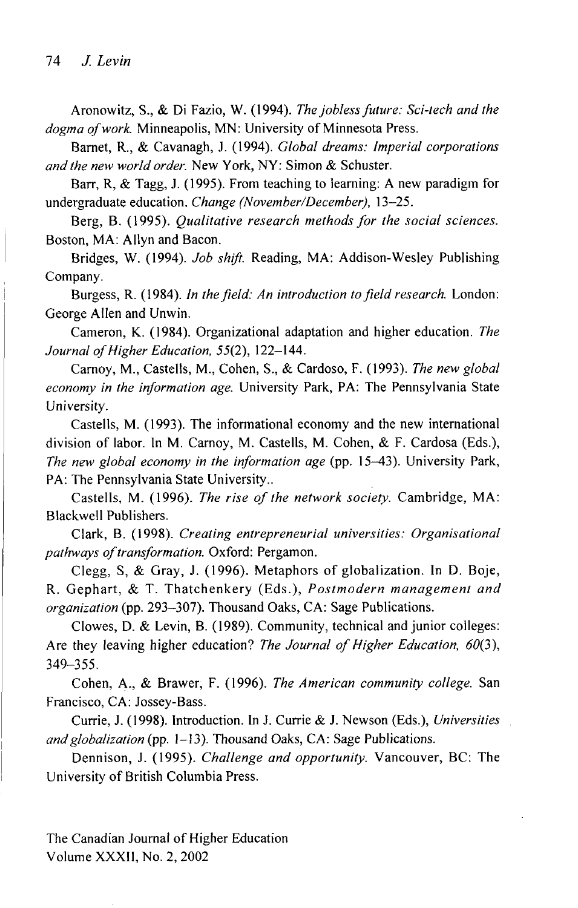Aronowitz, S., & Di Fazio, W. (1994). *The jobless future: Sci-tech and the dogma of work.* Minneapolis, MN: University of Minnesota Press.

Barnet, R., & Cavanagh, J. (1994). *Global dreams: Imperial corporations and the new world order.* New York, NY: Simon & Schuster.

Barr, R, & Tagg, J. (1995). From teaching to learning: A new paradigm for undergraduate education. *Change (November/December),* 13–25.

Berg, B. (1995). *Qualitative research methods for the social sciences.* Boston, MA: Allyn and Bacon.

Bridges, W. (1994). *Job shift.* Reading, MA: Addison-Wesley Publishing Company.

Burgess, R. (1984). *In the field: An introduction to field research.* London: George Allen and Unwin.

Cameron, K. (1984). Organizational adaptation and higher education. *The Journal of Higher Education, 55*(2), 122–144.

Carnoy, M., Castells, M., Cohen, S., & Cardoso, F. (1993). *The new global economy in the information age.* University Park, PA: The Pennsylvania State University.

Castells, M. (1993). The informational economy and the new international division of labor. In M. Carnoy, M. Castells, M. Cohen, & F. Cardosa (Eds.), *The new global economy in the information age* (pp. 15–43). University Park, PA: The Pennsylvania State University..

Castells, M. (1996). *The rise of the network society.* Cambridge, MA: Blackwell Publishers.

Clark, B. (1998). *Creating entrepreneurial universities: Organisational pathways of transformation.* Oxford: Pergamon.

Clegg, S, & Gray, J. (1996). Metaphors of globalization. In D. Boje, R. Gephart, & T. Thatchenkery (Eds.), *Postmodern management and organization* (pp. 293–307). Thousand Oaks, CA: Sage Publications.

Clowes, D. & Levin, B. (1989). Community, technical and junior colleges: Are they leaving higher education? *The Journal of Higher Education, 60*(3), 349–355.

Cohen, A., & Brawer, F. (1996). *The American community college.* San Francisco, CA: Jossey-Bass.

Currie, J. (1998). Introduction. In J. Currie & J. Newson (Eds.), *Universities and globalization* (pp. 1–13). Thousand Oaks, CA: Sage Publications.

Dennison, J. (1995). *Challenge and opportunity.* Vancouver, BC: The University of British Columbia Press.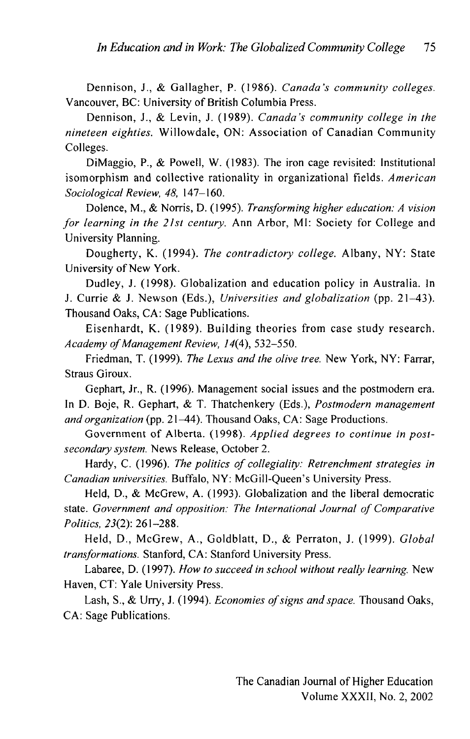Dennison, J., & Gallagher, P. (1986). *Canada's community colleges.* Vancouver, BC: University of British Columbia Press.

Dennison, J., & Levin, J. (1989). *Canada's community college in the nineteen eighties.* Willowdale, ON: Association of Canadian Community Colleges.

DiMaggio, P., & Powell, W. (1983). The iron cage revisited: Institutional isomorphism and collective rationality in organizational fields. *American Sociological Review, 48,* 147–160.

Dolence, M., & Norris, D. (1995). *Transforming higher education: A vision for learning in the 21st century.* Ann Arbor, MI: Society for College and University Planning.

Dougherty, K. (1994). *The contradictory college.* Albany, NY: State University of New York.

Dudley, J. (1998). Globalization and education policy in Australia. In J. Currie & J. Newson (Eds.), *Universities and globalization* (pp. 21–43). Thousand Oaks, CA: Sage Publications.

Eisenhardt, K. (1989). Building theories from case study research. *Academy of Management Review, 14*(4), 532–550.

Friedman, T. (1999). *The Lexus and the olive tree.* New York, NY: Farrar, Straus Giroux.

Gephart, Jr., R. (1996). Management social issues and the postmodern era. In D. Boje, R. Gephart, & T. Thatchenkery (Eds.), *Postmodern management and organization* (pp. 21–44). Thousand Oaks, CA: Sage Productions.

Government of Alberta. (1998). *Applied degrees to continue in post-secondary system.* News Release, October 2.

Hardy, C. (1996). *The politics of collegiality: Retrenchment strategies in Canadian universities.* Buffalo, NY: McGill-Queen's University Press.

Held, D., & McGrew, A. (1993). Globalization and the liberal democratic state. *Government and opposition: The International Journal of Comparative Politics, 23*(2): 261–288.

Held, D., McGrew, A., Goldblatt, D., & Perraton, J. (1999). *Global transformations.* Stanford, CA: Stanford University Press.

Labaree, D. (1997). *How to succeed in school without really learning.* New Haven, CT: Yale University Press.

Lash, S., & Urry, J. (1994). *Economies of signs and space.* Thousand Oaks, CA: Sage Publications.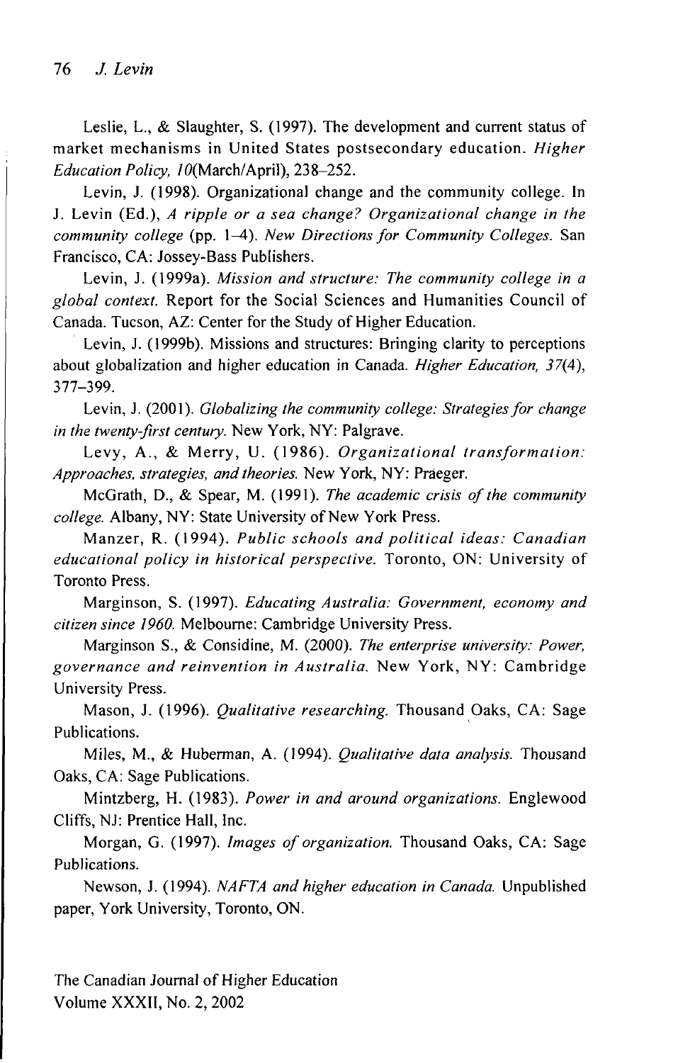Leslie, L., & Slaughter, S. (1997). The development and current status of market mechanisms in United States postsecondary education. *Higher Education Policy, 10*(March/April), 238–252.

Levin, J. (1998). Organizational change and the community college. In J. Levin (Ed.), *A ripple or a sea change? Organizational change in the community college* (pp. 1–4). *New Directions for Community Colleges.* San Francisco, CA: Jossey-Bass Publishers.

Levin, J. (1999a). *Mission and structure: The community college in a global context.* Report for the Social Sciences and Humanities Council of Canada. Tucson, AZ: Center for the Study of Higher Education.

Levin, J. (1999b). Missions and structures: Bringing clarity to perceptions about globalization and higher education in Canada. *Higher Education, 37*(4), 377–399.

Levin, J. (2001). *Globalizing the community college: Strategies for change in the twenty-first century.* New York, NY: Palgrave.

Levy, A., & Merry, U. (1986). *Organizational transformation: Approaches, strategies, and theories.* New York, NY: Praeger.

McGrath, D., & Spear, M. (1991). *The academic crisis of the community college.* Albany, NY: State University of New York Press.

Manzer, R. (1994). *Public schools and political ideas: Canadian educational policy in historical perspective.* Toronto, ON: University of Toronto Press.

Marginson, S. (1997). *Educating Australia: Government, economy and citizen since 1960.* Melbourne: Cambridge University Press.

Marginson S., & Considine, M. (2000). *The enterprise university: Power, governance and reinvention in Australia.* New York, NY: Cambridge University Press.

Mason, J. (1996). *Qualitative researching.* Thousand Oaks, CA: Sage Publications.

Miles, M., & Huberman, A. (1994). *Qualitative data analysis.* Thousand Oaks, CA: Sage Publications.

Mintzberg, H. (1983). *Power in and around organizations.* Englewood Cliffs, NJ: Prentice Hall, Inc.

Morgan, G. (1997). *Images of organization.* Thousand Oaks, CA: Sage Publications.

Newson, J. (1994). *NAFTA and higher education in Canada.* Unpublished paper, York University, Toronto, ON.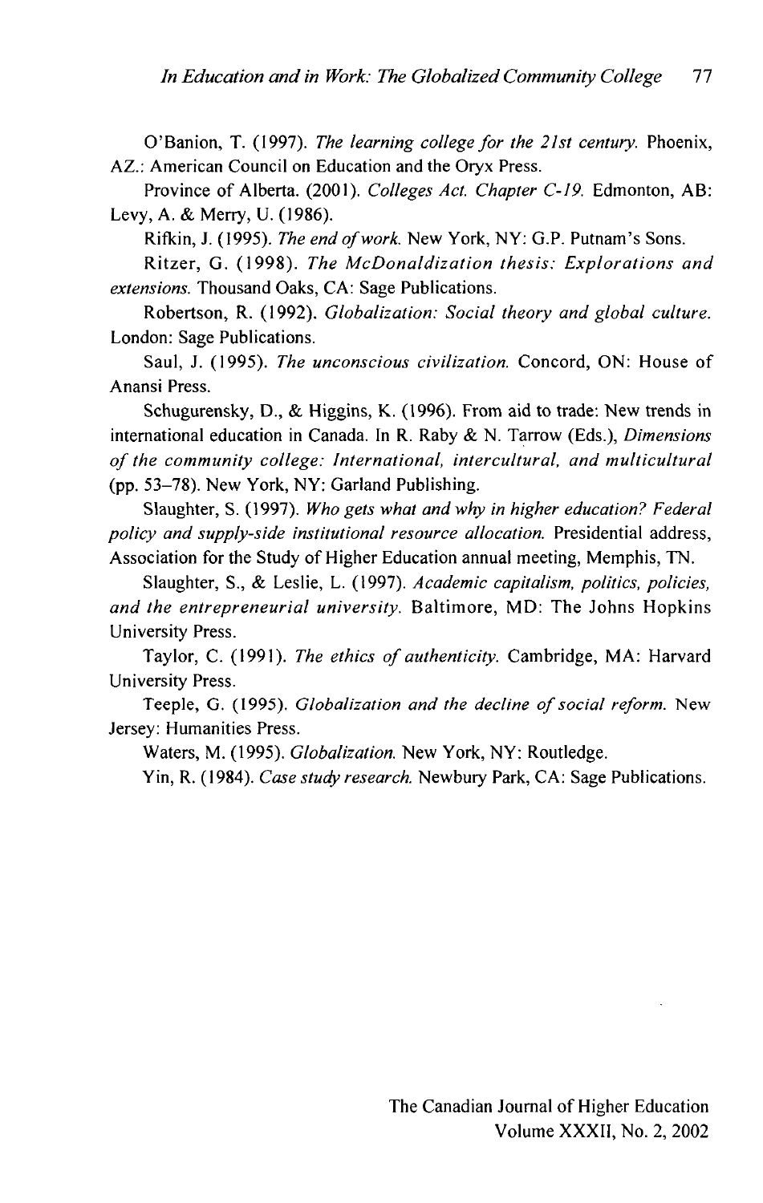O'Banion, T. (1997). *The learning college for the 21st century.* Phoenix, AZ.: American Council on Education and the Oryx Press.

Province of Alberta. (2001). *Colleges Act. Chapter C-19.* Edmonton, AB: Levy, A. & Merry, U. (1986).

Rifkin, J. (1995). *The end of work.* New York, NY: G.P. Putnam's Sons.

Ritzer, G. (1998). *The McDonaldization thesis: Explorations and extensions.* Thousand Oaks, CA: Sage Publications.

Robertson, R. (1992). *Globalization: Social theory and global culture.* London: Sage Publications.

Saul, J. (1995). *The unconscious civilization.* Concord, ON: House of Anansi Press.

Schugurensky, D., & Higgins, K. (1996). From aid to trade: New trends in international education in Canada. In R. Raby & N. Tarrow (Eds.), *Dimensions of the community college: International, intercultural, and multicultural* (pp. 53–78). New York, NY: Garland Publishing.

Slaughter, S. (1997). *Who gets what and why in higher education? Federal policy and supply-side institutional resource allocation.* Presidential address, Association for the Study of Higher Education annual meeting, Memphis, TN.

Slaughter, S., & Leslie, L. (1997). *Academic capitalism, politics, policies, and the entrepreneurial university.* Baltimore, MD: The Johns Hopkins University Press.

Taylor, C. (1991). *The ethics of authenticity.* Cambridge, MA: Harvard University Press.

Teeple, G. (1995). *Globalization and the decline of social reform.* New Jersey: Humanities Press.

Waters, M. (1995). *Globalization.* New York, NY: Routledge.

Yin, R. (1984). *Case study research.* Newbury Park, CA: Sage Publications.